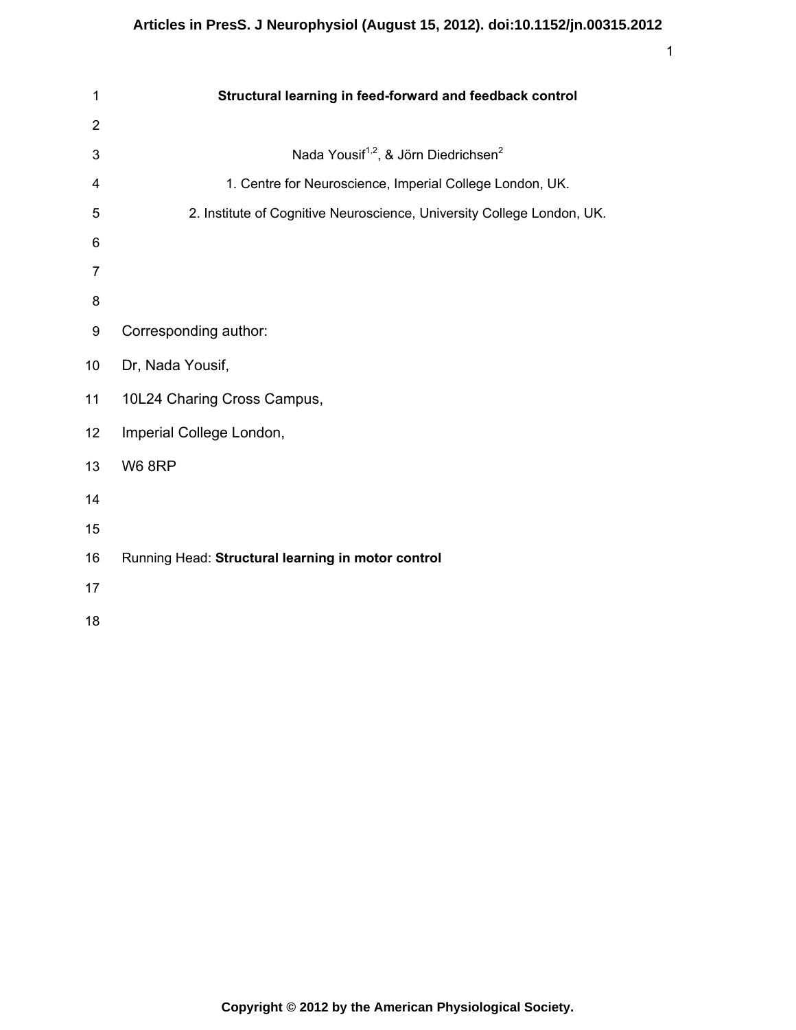# Structural learning in feed-forward and feedback control

Nada Yousif[1,2], & Jörn Diedrichsen[2]

1. Centre for Neuroscience, Imperial College London, UK.
2. Institute of Cognitive Neuroscience, University College London, UK.

Corresponding author:

Dr, Nada Yousif,

10L24 Charing Cross Campus,

Imperial College London,

W6 8RP

Running Head: **Structural learning in motor control**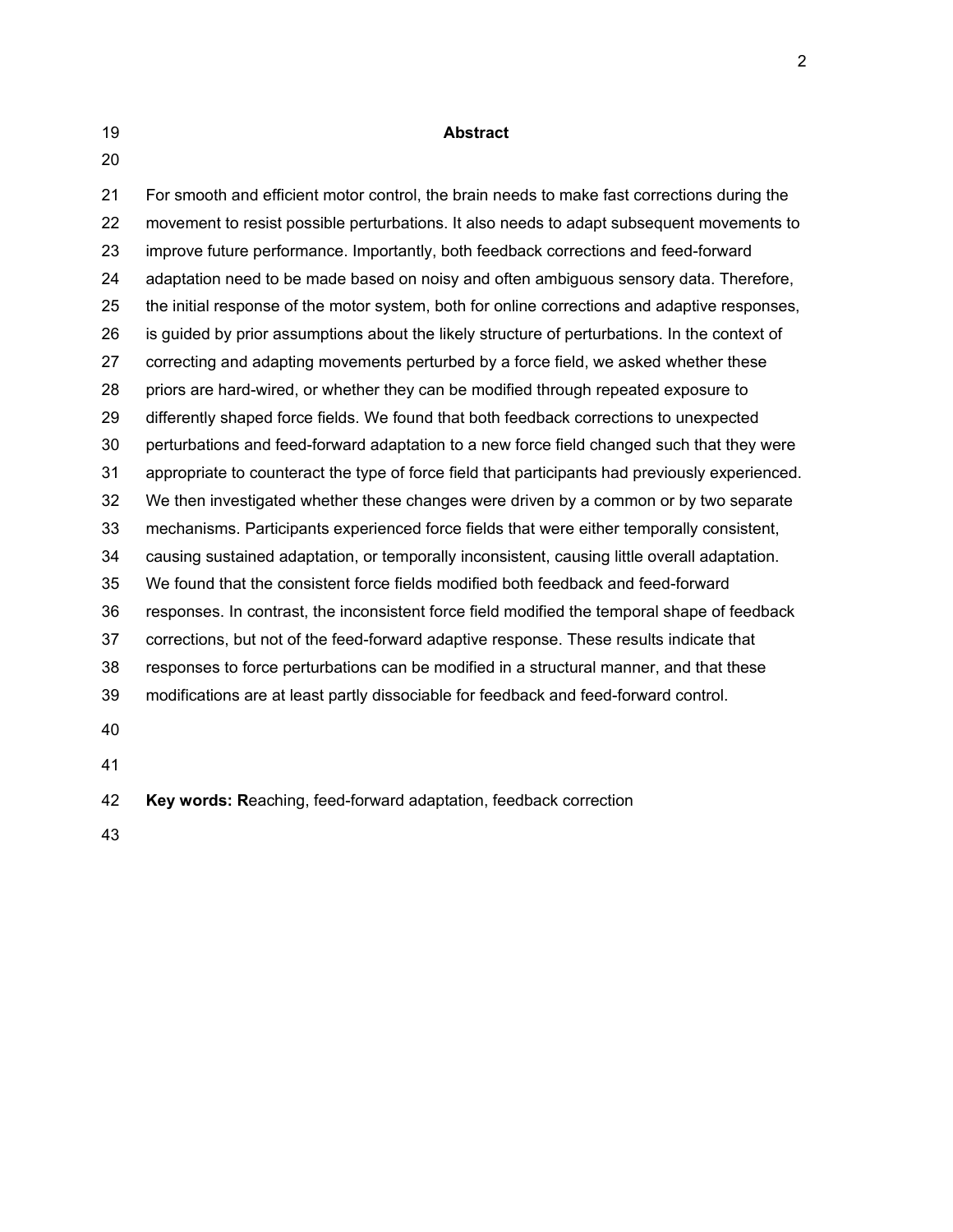## Abstract

For smooth and efficient motor control, the brain needs to make fast corrections during the movement to resist possible perturbations. It also needs to adapt subsequent movements to improve future performance. Importantly, both feedback corrections and feed-forward adaptation need to be made based on noisy and often ambiguous sensory data. Therefore, the initial response of the motor system, both for online corrections and adaptive responses, is guided by prior assumptions about the likely structure of perturbations. In the context of correcting and adapting movements perturbed by a force field, we asked whether these priors are hard-wired, or whether they can be modified through repeated exposure to differently shaped force fields. We found that both feedback corrections to unexpected perturbations and feed-forward adaptation to a new force field changed such that they were appropriate to counteract the type of force field that participants had previously experienced. We then investigated whether these changes were driven by a common or by two separate mechanisms. Participants experienced force fields that were either temporally consistent, causing sustained adaptation, or temporally inconsistent, causing little overall adaptation. We found that the consistent force fields modified both feedback and feed-forward responses. In contrast, the inconsistent force field modified the temporal shape of feedback corrections, but not of the feed-forward adaptive response. These results indicate that responses to force perturbations can be modified in a structural manner, and that these modifications are at least partly dissociable for feedback and feed-forward control.

**Key words: R**eaching, feed-forward adaptation, feedback correction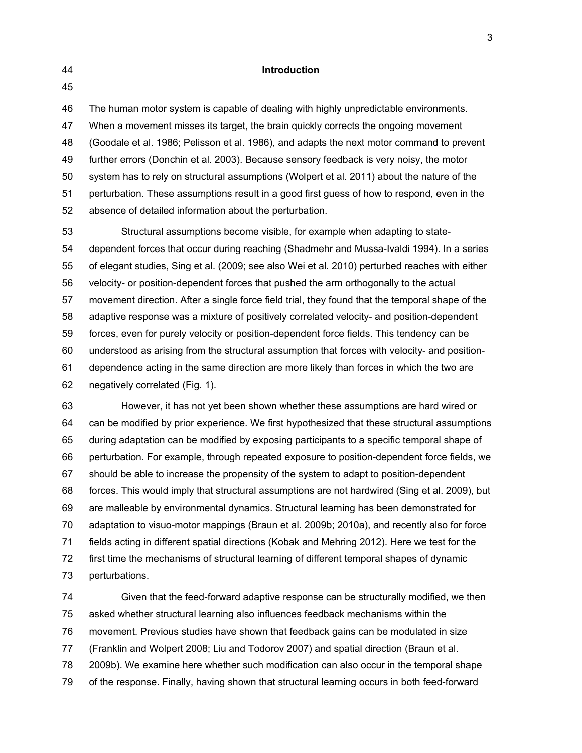## Introduction

The human motor system is capable of dealing with highly unpredictable environments. When a movement misses its target, the brain quickly corrects the ongoing movement (Goodale et al. 1986; Pelisson et al. 1986), and adapts the next motor command to prevent further errors (Donchin et al. 2003). Because sensory feedback is very noisy, the motor system has to rely on structural assumptions (Wolpert et al. 2011) about the nature of the perturbation. These assumptions result in a good first guess of how to respond, even in the absence of detailed information about the perturbation.

Structural assumptions become visible, for example when adapting to state-dependent forces that occur during reaching (Shadmehr and Mussa-Ivaldi 1994). In a series of elegant studies, Sing et al. (2009; see also Wei et al. 2010) perturbed reaches with either velocity- or position-dependent forces that pushed the arm orthogonally to the actual movement direction. After a single force field trial, they found that the temporal shape of the adaptive response was a mixture of positively correlated velocity- and position-dependent forces, even for purely velocity or position-dependent force fields. This tendency can be understood as arising from the structural assumption that forces with velocity- and position-dependence acting in the same direction are more likely than forces in which the two are negatively correlated (Fig. 1).

However, it has not yet been shown whether these assumptions are hard wired or can be modified by prior experience. We first hypothesized that these structural assumptions during adaptation can be modified by exposing participants to a specific temporal shape of perturbation. For example, through repeated exposure to position-dependent force fields, we should be able to increase the propensity of the system to adapt to position-dependent forces. This would imply that structural assumptions are not hardwired (Sing et al. 2009), but are malleable by environmental dynamics. Structural learning has been demonstrated for adaptation to visuo-motor mappings (Braun et al. 2009b; 2010a), and recently also for force fields acting in different spatial directions (Kobak and Mehring 2012). Here we test for the first time the mechanisms of structural learning of different temporal shapes of dynamic perturbations.

Given that the feed-forward adaptive response can be structurally modified, we then asked whether structural learning also influences feedback mechanisms within the movement. Previous studies have shown that feedback gains can be modulated in size (Franklin and Wolpert 2008; Liu and Todorov 2007) and spatial direction (Braun et al. 2009b). We examine here whether such modification can also occur in the temporal shape of the response. Finally, having shown that structural learning occurs in both feed-forward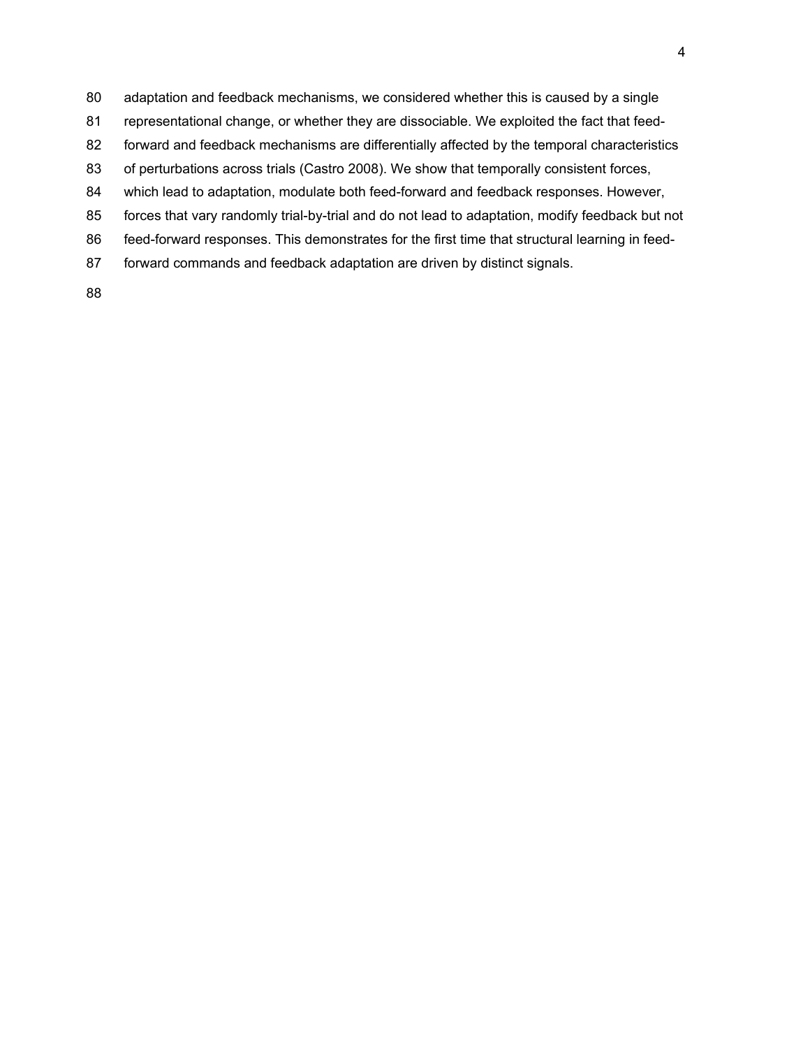adaptation and feedback mechanisms, we considered whether this is caused by a single representational change, or whether they are dissociable. We exploited the fact that feed-forward and feedback mechanisms are differentially affected by the temporal characteristics of perturbations across trials (Castro 2008). We show that temporally consistent forces, which lead to adaptation, modulate both feed-forward and feedback responses. However, forces that vary randomly trial-by-trial and do not lead to adaptation, modify feedback but not feed-forward responses. This demonstrates for the first time that structural learning in feed-forward commands and feedback adaptation are driven by distinct signals.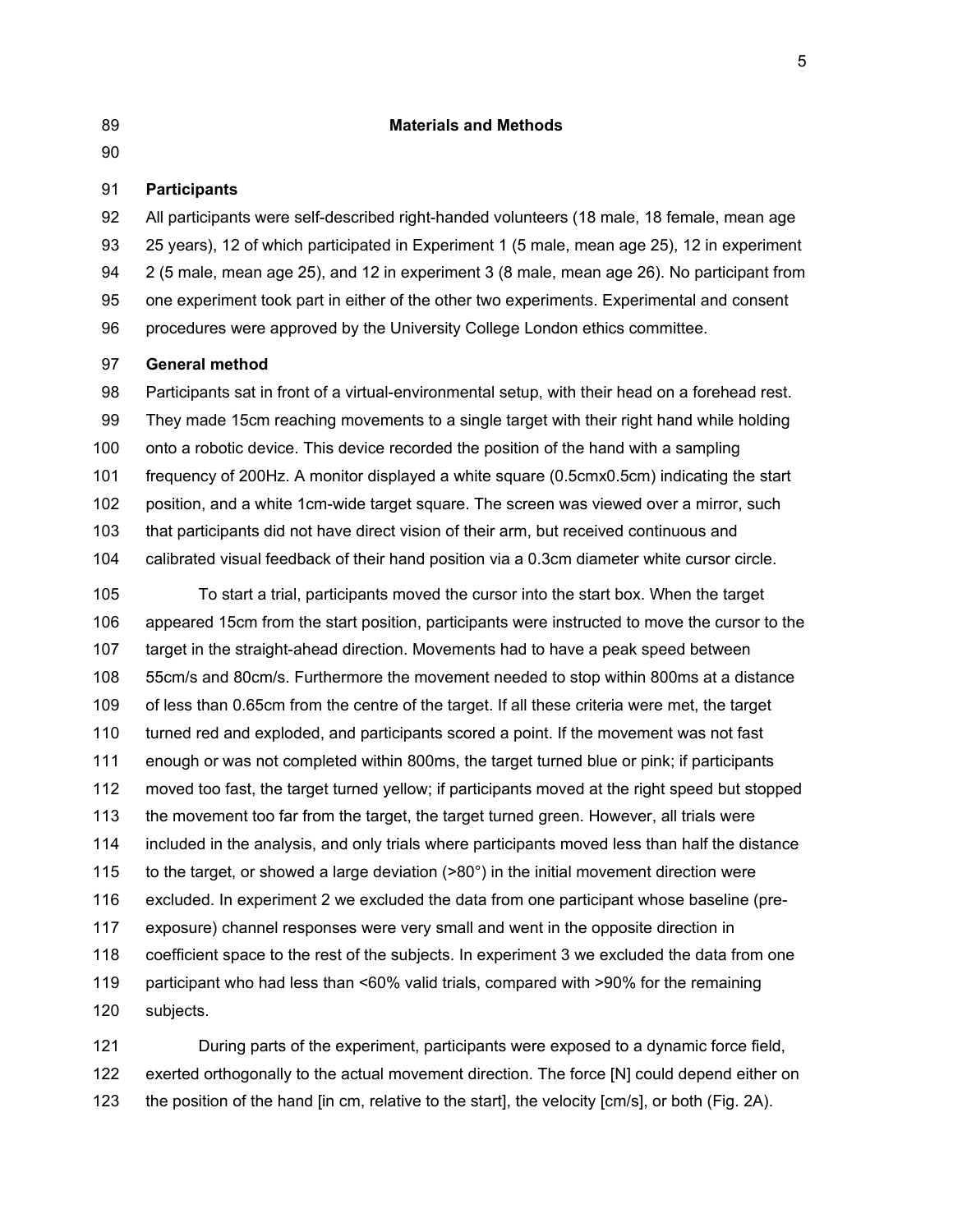## Materials and Methods

### Participants

All participants were self-described right-handed volunteers (18 male, 18 female, mean age 25 years), 12 of which participated in Experiment 1 (5 male, mean age 25), 12 in experiment 2 (5 male, mean age 25), and 12 in experiment 3 (8 male, mean age 26). No participant from one experiment took part in either of the other two experiments. Experimental and consent procedures were approved by the University College London ethics committee.

### General method

Participants sat in front of a virtual-environmental setup, with their head on a forehead rest. They made 15cm reaching movements to a single target with their right hand while holding onto a robotic device. This device recorded the position of the hand with a sampling frequency of 200Hz. A monitor displayed a white square (0.5cmx0.5cm) indicating the start position, and a white 1cm-wide target square. The screen was viewed over a mirror, such that participants did not have direct vision of their arm, but received continuous and calibrated visual feedback of their hand position via a 0.3cm diameter white cursor circle.

To start a trial, participants moved the cursor into the start box. When the target appeared 15cm from the start position, participants were instructed to move the cursor to the target in the straight-ahead direction. Movements had to have a peak speed between 55cm/s and 80cm/s. Furthermore the movement needed to stop within 800ms at a distance of less than 0.65cm from the centre of the target. If all these criteria were met, the target turned red and exploded, and participants scored a point. If the movement was not fast enough or was not completed within 800ms, the target turned blue or pink; if participants moved too fast, the target turned yellow; if participants moved at the right speed but stopped the movement too far from the target, the target turned green. However, all trials were included in the analysis, and only trials where participants moved less than half the distance to the target, or showed a large deviation (>80°) in the initial movement direction were excluded. In experiment 2 we excluded the data from one participant whose baseline (pre-exposure) channel responses were very small and went in the opposite direction in coefficient space to the rest of the subjects. In experiment 3 we excluded the data from one participant who had less than <60% valid trials, compared with >90% for the remaining subjects.

During parts of the experiment, participants were exposed to a dynamic force field, exerted orthogonally to the actual movement direction. The force [N] could depend either on the position of the hand [in cm, relative to the start], the velocity [cm/s], or both (Fig. 2A).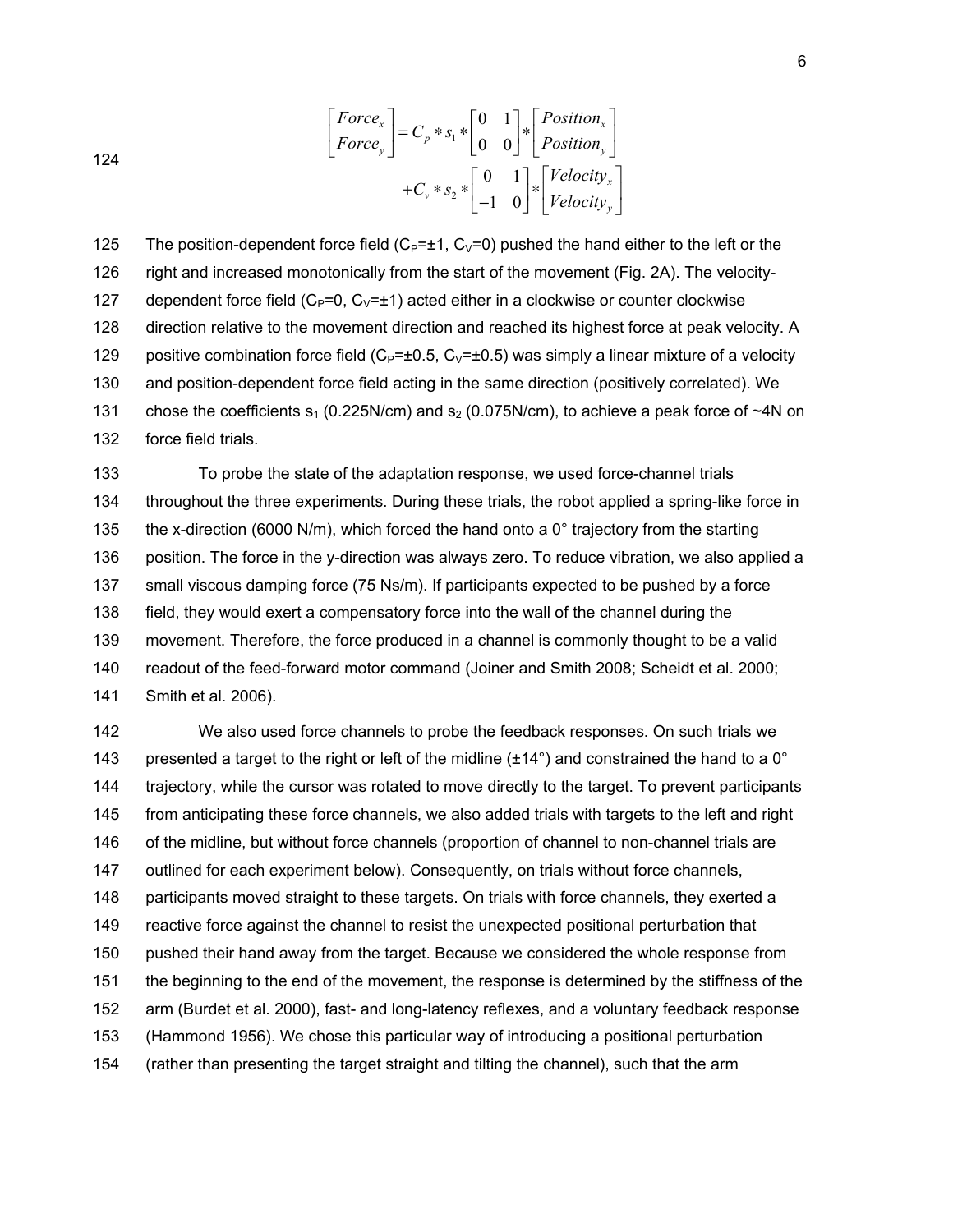$$\begin{bmatrix} Force_x \\ Force_y \end{bmatrix} = C_p * s_1 * \begin{bmatrix} 0 & 1 \\ 0 & 0 \end{bmatrix} * \begin{bmatrix} Position_x \\ Position_y \end{bmatrix} + C_v * s_2 * \begin{bmatrix} 0 & 1 \\ -1 & 0 \end{bmatrix} * \begin{bmatrix} Velocity_x \\ Velocity_y \end{bmatrix}$$

The position-dependent force field ($C_P=\pm1$, $C_V=0$) pushed the hand either to the left or the right and increased monotonically from the start of the movement (Fig. 2A). The velocity-dependent force field ($C_P=0$, $C_V=\pm1$) acted either in a clockwise or counter clockwise direction relative to the movement direction and reached its highest force at peak velocity. A positive combination force field ($C_P=\pm0.5$, $C_V=\pm0.5$) was simply a linear mixture of a velocity and position-dependent force field acting in the same direction (positively correlated). We chose the coefficients $s_1$ (0.225N/cm) and $s_2$ (0.075N/cm), to achieve a peak force of ~4N on force field trials.

To probe the state of the adaptation response, we used force-channel trials throughout the three experiments. During these trials, the robot applied a spring-like force in the x-direction (6000 N/m), which forced the hand onto a 0° trajectory from the starting position. The force in the y-direction was always zero. To reduce vibration, we also applied a small viscous damping force (75 Ns/m). If participants expected to be pushed by a force field, they would exert a compensatory force into the wall of the channel during the movement. Therefore, the force produced in a channel is commonly thought to be a valid readout of the feed-forward motor command (Joiner and Smith 2008; Scheidt et al. 2000; Smith et al. 2006).

We also used force channels to probe the feedback responses. On such trials we presented a target to the right or left of the midline (±14°) and constrained the hand to a 0° trajectory, while the cursor was rotated to move directly to the target. To prevent participants from anticipating these force channels, we also added trials with targets to the left and right of the midline, but without force channels (proportion of channel to non-channel trials are outlined for each experiment below). Consequently, on trials without force channels, participants moved straight to these targets. On trials with force channels, they exerted a reactive force against the channel to resist the unexpected positional perturbation that pushed their hand away from the target. Because we considered the whole response from the beginning to the end of the movement, the response is determined by the stiffness of the arm (Burdet et al. 2000), fast- and long-latency reflexes, and a voluntary feedback response (Hammond 1956). We chose this particular way of introducing a positional perturbation (rather than presenting the target straight and tilting the channel), such that the arm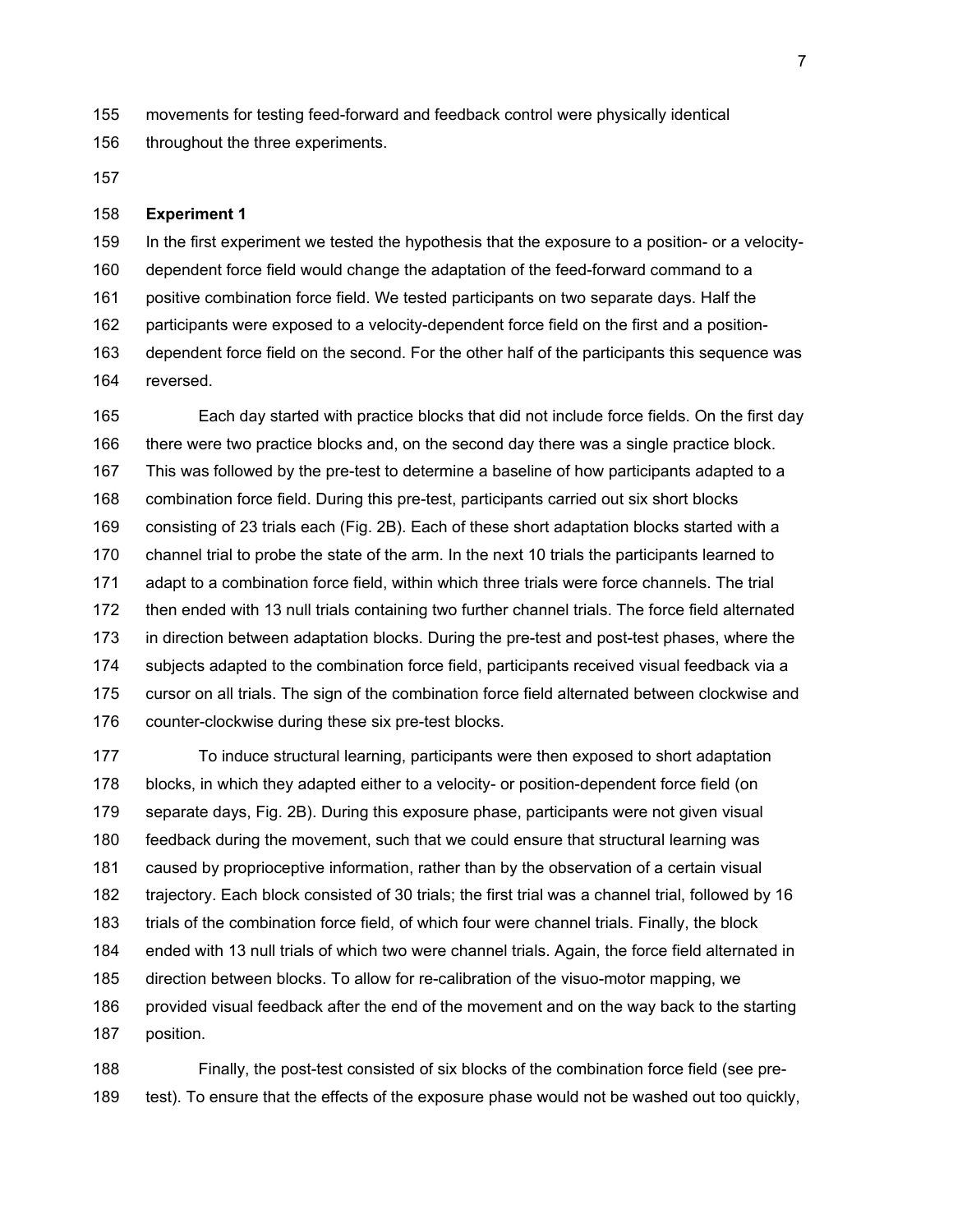movements for testing feed-forward and feedback control were physically identical throughout the three experiments.

**Experiment 1**

In the first experiment we tested the hypothesis that the exposure to a position- or a velocity-dependent force field would change the adaptation of the feed-forward command to a positive combination force field. We tested participants on two separate days. Half the participants were exposed to a velocity-dependent force field on the first and a position-dependent force field on the second. For the other half of the participants this sequence was reversed.

Each day started with practice blocks that did not include force fields. On the first day there were two practice blocks and, on the second day there was a single practice block. This was followed by the pre-test to determine a baseline of how participants adapted to a combination force field. During this pre-test, participants carried out six short blocks consisting of 23 trials each (Fig. 2B). Each of these short adaptation blocks started with a channel trial to probe the state of the arm. In the next 10 trials the participants learned to adapt to a combination force field, within which three trials were force channels. The trial then ended with 13 null trials containing two further channel trials. The force field alternated in direction between adaptation blocks. During the pre-test and post-test phases, where the subjects adapted to the combination force field, participants received visual feedback via a cursor on all trials. The sign of the combination force field alternated between clockwise and counter-clockwise during these six pre-test blocks.

To induce structural learning, participants were then exposed to short adaptation blocks, in which they adapted either to a velocity- or position-dependent force field (on separate days, Fig. 2B). During this exposure phase, participants were not given visual feedback during the movement, such that we could ensure that structural learning was caused by proprioceptive information, rather than by the observation of a certain visual trajectory. Each block consisted of 30 trials; the first trial was a channel trial, followed by 16 trials of the combination force field, of which four were channel trials. Finally, the block ended with 13 null trials of which two were channel trials. Again, the force field alternated in direction between blocks. To allow for re-calibration of the visuo-motor mapping, we provided visual feedback after the end of the movement and on the way back to the starting position.

Finally, the post-test consisted of six blocks of the combination force field (see pre-test). To ensure that the effects of the exposure phase would not be washed out too quickly,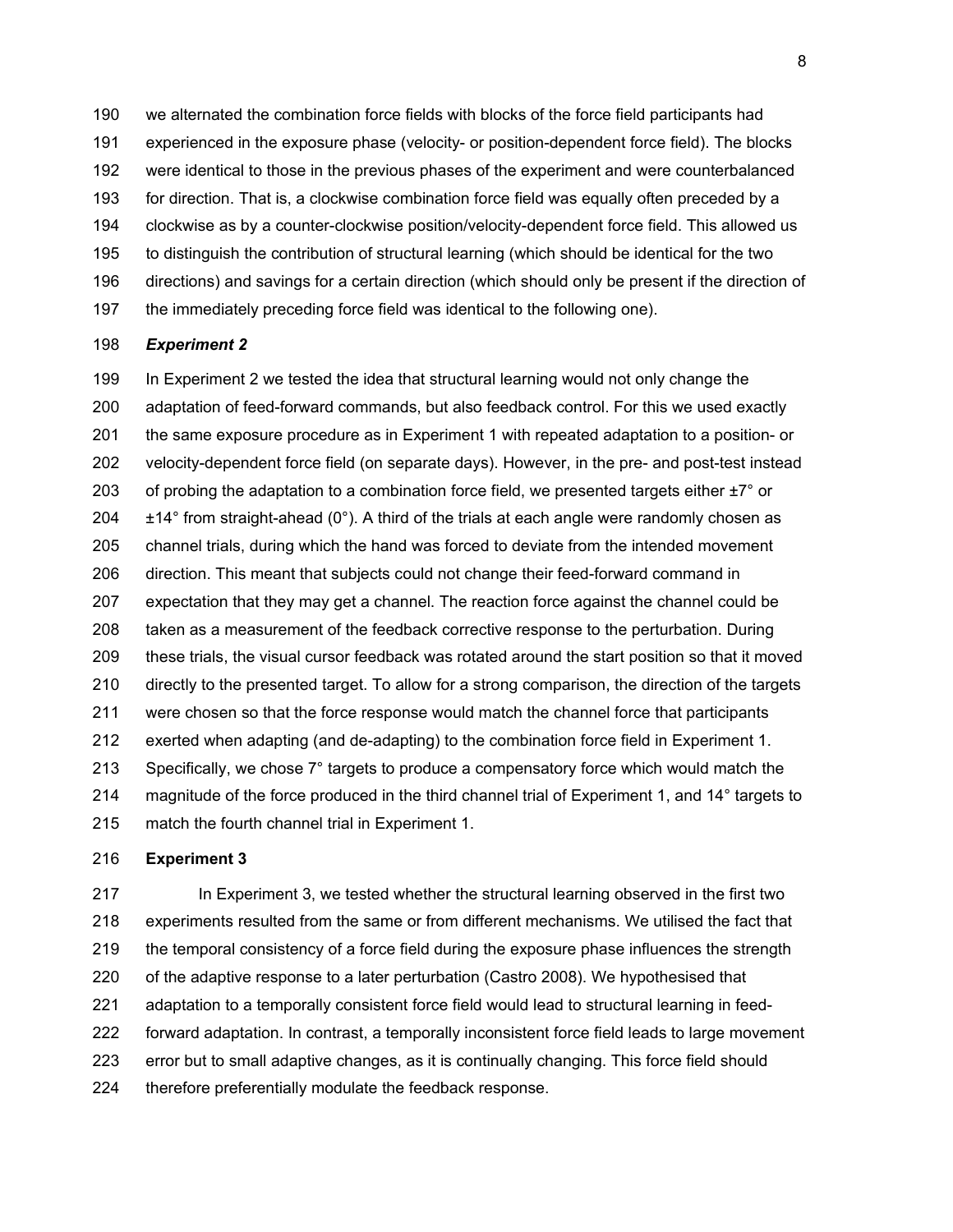we alternated the combination force fields with blocks of the force field participants had experienced in the exposure phase (velocity- or position-dependent force field). The blocks were identical to those in the previous phases of the experiment and were counterbalanced for direction. That is, a clockwise combination force field was equally often preceded by a clockwise as by a counter-clockwise position/velocity-dependent force field. This allowed us to distinguish the contribution of structural learning (which should be identical for the two directions) and savings for a certain direction (which should only be present if the direction of the immediately preceding force field was identical to the following one).

### *Experiment 2*

In Experiment 2 we tested the idea that structural learning would not only change the adaptation of feed-forward commands, but also feedback control. For this we used exactly the same exposure procedure as in Experiment 1 with repeated adaptation to a position- or velocity-dependent force field (on separate days). However, in the pre- and post-test instead of probing the adaptation to a combination force field, we presented targets either ±7° or ±14° from straight-ahead (0°). A third of the trials at each angle were randomly chosen as channel trials, during which the hand was forced to deviate from the intended movement direction. This meant that subjects could not change their feed-forward command in expectation that they may get a channel. The reaction force against the channel could be taken as a measurement of the feedback corrective response to the perturbation. During these trials, the visual cursor feedback was rotated around the start position so that it moved directly to the presented target. To allow for a strong comparison, the direction of the targets were chosen so that the force response would match the channel force that participants exerted when adapting (and de-adapting) to the combination force field in Experiment 1. Specifically, we chose 7° targets to produce a compensatory force which would match the magnitude of the force produced in the third channel trial of Experiment 1, and 14° targets to match the fourth channel trial in Experiment 1.

### **Experiment 3**

In Experiment 3, we tested whether the structural learning observed in the first two experiments resulted from the same or from different mechanisms. We utilised the fact that the temporal consistency of a force field during the exposure phase influences the strength of the adaptive response to a later perturbation (Castro 2008). We hypothesised that adaptation to a temporally consistent force field would lead to structural learning in feed-forward adaptation. In contrast, a temporally inconsistent force field leads to large movement error but to small adaptive changes, as it is continually changing. This force field should therefore preferentially modulate the feedback response.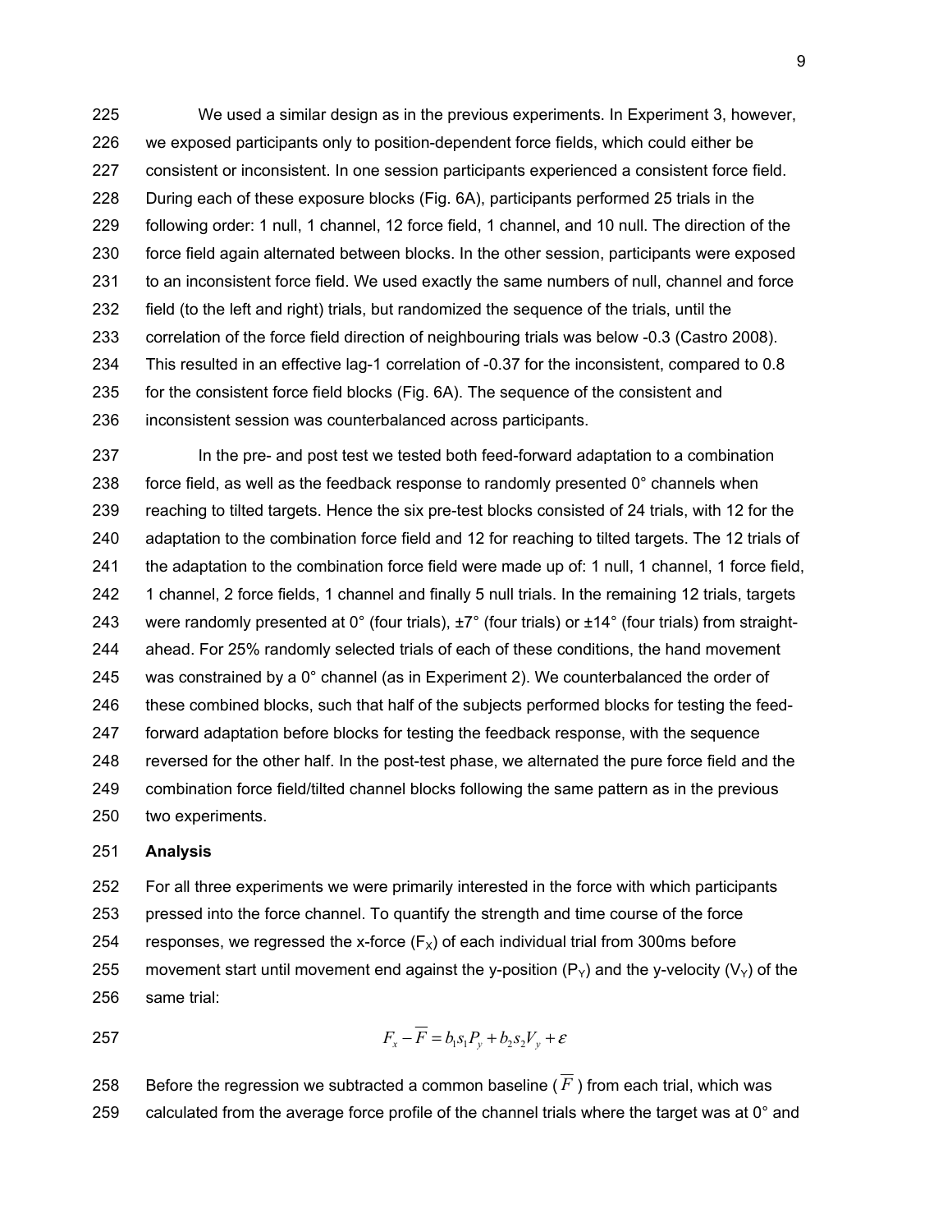We used a similar design as in the previous experiments. In Experiment 3, however, we exposed participants only to position-dependent force fields, which could either be consistent or inconsistent. In one session participants experienced a consistent force field. During each of these exposure blocks (Fig. 6A), participants performed 25 trials in the following order: 1 null, 1 channel, 12 force field, 1 channel, and 10 null. The direction of the force field again alternated between blocks. In the other session, participants were exposed to an inconsistent force field. We used exactly the same numbers of null, channel and force field (to the left and right) trials, but randomized the sequence of the trials, until the correlation of the force field direction of neighbouring trials was below -0.3 (Castro 2008). This resulted in an effective lag-1 correlation of -0.37 for the inconsistent, compared to 0.8 for the consistent force field blocks (Fig. 6A). The sequence of the consistent and inconsistent session was counterbalanced across participants.

In the pre- and post test we tested both feed-forward adaptation to a combination force field, as well as the feedback response to randomly presented 0° channels when reaching to tilted targets. Hence the six pre-test blocks consisted of 24 trials, with 12 for the adaptation to the combination force field and 12 for reaching to tilted targets. The 12 trials of the adaptation to the combination force field were made up of: 1 null, 1 channel, 1 force field, 1 channel, 2 force fields, 1 channel and finally 5 null trials. In the remaining 12 trials, targets were randomly presented at 0° (four trials), ±7° (four trials) or ±14° (four trials) from straight-ahead. For 25% randomly selected trials of each of these conditions, the hand movement was constrained by a 0° channel (as in Experiment 2). We counterbalanced the order of these combined blocks, such that half of the subjects performed blocks for testing the feed-forward adaptation before blocks for testing the feedback response, with the sequence reversed for the other half. In the post-test phase, we alternated the pure force field and the combination force field/tilted channel blocks following the same pattern as in the previous two experiments.

**Analysis**

For all three experiments we were primarily interested in the force with which participants pressed into the force channel. To quantify the strength and time course of the force responses, we regressed the x-force ($F_X$) of each individual trial from 300ms before movement start until movement end against the y-position ($P_Y$) and the y-velocity ($V_Y$) of the same trial:

$$F_x - \overline{F} = b_1 s_1 P_y + b_2 s_2 V_y + \varepsilon$$

Before the regression we subtracted a common baseline ( $\overline{F}$ ) from each trial, which was calculated from the average force profile of the channel trials where the target was at 0° and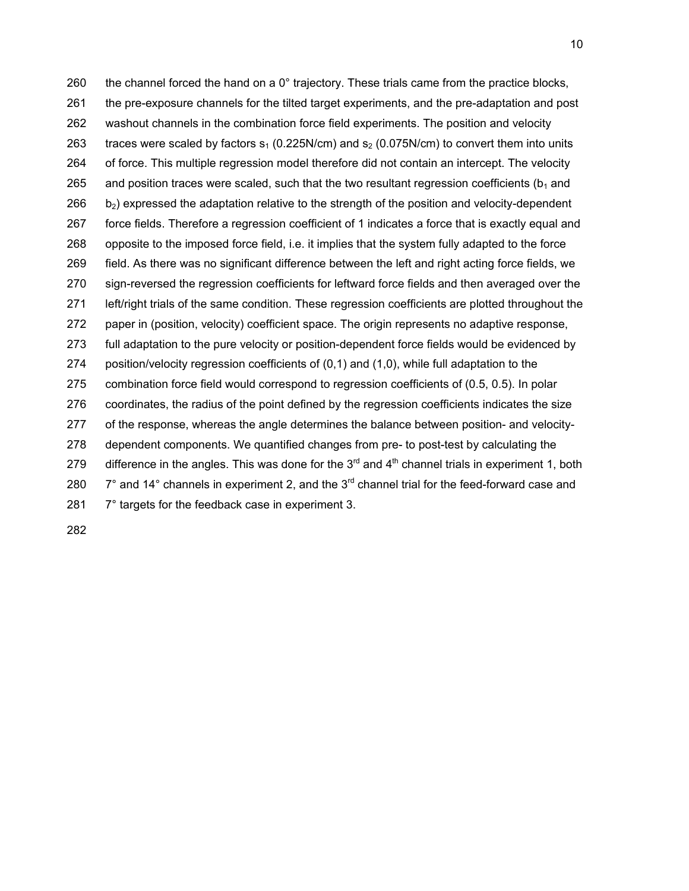the channel forced the hand on a 0° trajectory. These trials came from the practice blocks, the pre-exposure channels for the tilted target experiments, and the pre-adaptation and post washout channels in the combination force field experiments. The position and velocity traces were scaled by factors $s_1$ (0.225N/cm) and $s_2$ (0.075N/cm) to convert them into units of force. This multiple regression model therefore did not contain an intercept. The velocity and position traces were scaled, such that the two resultant regression coefficients ($b_1$ and $b_2$) expressed the adaptation relative to the strength of the position and velocity-dependent force fields. Therefore a regression coefficient of 1 indicates a force that is exactly equal and opposite to the imposed force field, i.e. it implies that the system fully adapted to the force field. As there was no significant difference between the left and right acting force fields, we sign-reversed the regression coefficients for leftward force fields and then averaged over the left/right trials of the same condition. These regression coefficients are plotted throughout the paper in (position, velocity) coefficient space. The origin represents no adaptive response, full adaptation to the pure velocity or position-dependent force fields would be evidenced by position/velocity regression coefficients of (0,1) and (1,0), while full adaptation to the combination force field would correspond to regression coefficients of (0.5, 0.5). In polar coordinates, the radius of the point defined by the regression coefficients indicates the size of the response, whereas the angle determines the balance between position- and velocity-dependent components. We quantified changes from pre- to post-test by calculating the difference in the angles. This was done for the 3rd and 4th channel trials in experiment 1, both 7° and 14° channels in experiment 2, and the 3rd channel trial for the feed-forward case and 7° targets for the feedback case in experiment 3.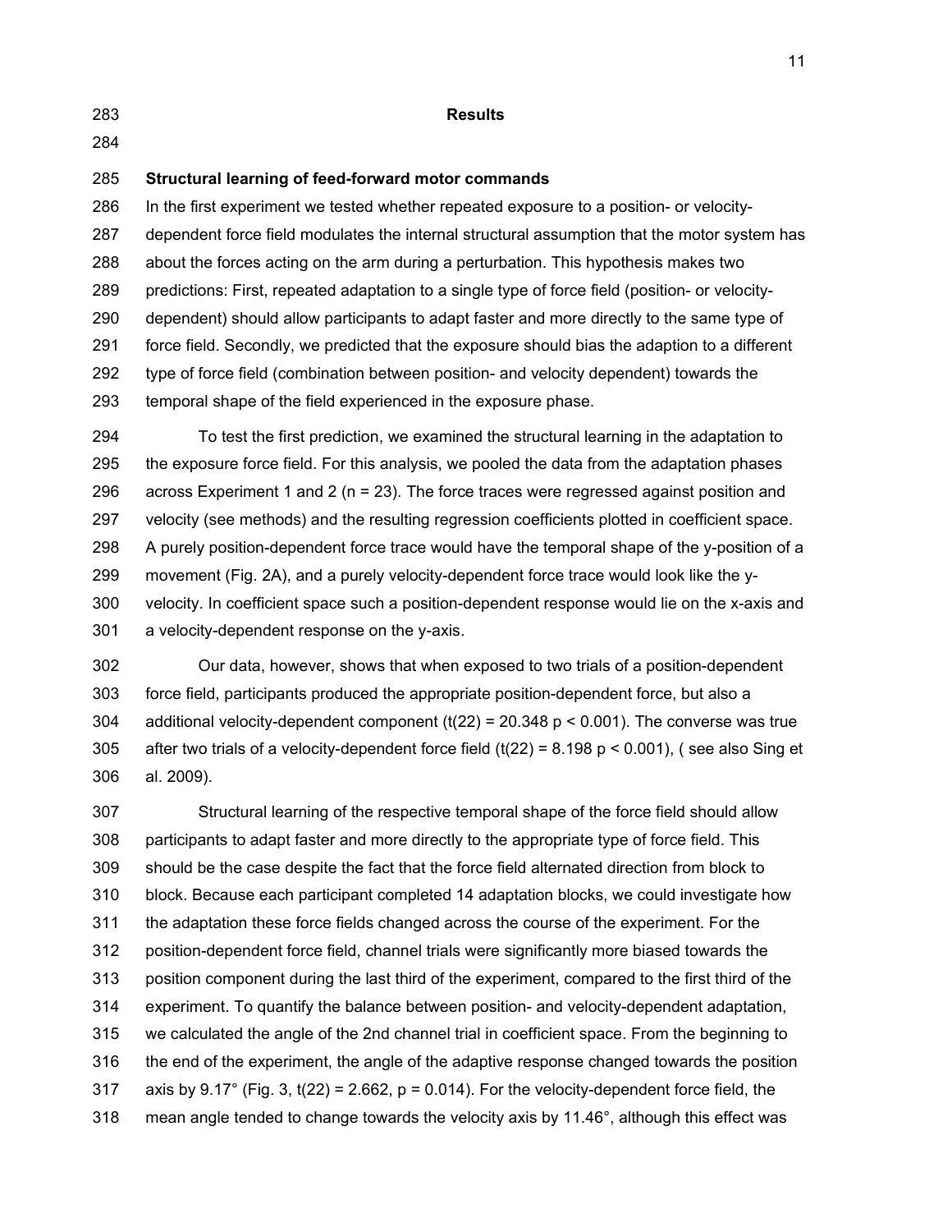## Results

### Structural learning of feed-forward motor commands

In the first experiment we tested whether repeated exposure to a position- or velocity-dependent force field modulates the internal structural assumption that the motor system has about the forces acting on the arm during a perturbation. This hypothesis makes two predictions: First, repeated adaptation to a single type of force field (position- or velocity-dependent) should allow participants to adapt faster and more directly to the same type of force field. Secondly, we predicted that the exposure should bias the adaption to a different type of force field (combination between position- and velocity dependent) towards the temporal shape of the field experienced in the exposure phase.

To test the first prediction, we examined the structural learning in the adaptation to the exposure force field. For this analysis, we pooled the data from the adaptation phases across Experiment 1 and 2 (n = 23). The force traces were regressed against position and velocity (see methods) and the resulting regression coefficients plotted in coefficient space. A purely position-dependent force trace would have the temporal shape of the y-position of a movement (Fig. 2A), and a purely velocity-dependent force trace would look like the y-velocity. In coefficient space such a position-dependent response would lie on the x-axis and a velocity-dependent response on the y-axis.

Our data, however, shows that when exposed to two trials of a position-dependent force field, participants produced the appropriate position-dependent force, but also a additional velocity-dependent component ($t(22) = 20.348$ $p < 0.001$). The converse was true after two trials of a velocity-dependent force field ($t(22) = 8.198$ $p < 0.001$), ( see also Sing et al. 2009).

Structural learning of the respective temporal shape of the force field should allow participants to adapt faster and more directly to the appropriate type of force field. This should be the case despite the fact that the force field alternated direction from block to block. Because each participant completed 14 adaptation blocks, we could investigate how the adaptation these force fields changed across the course of the experiment. For the position-dependent force field, channel trials were significantly more biased towards the position component during the last third of the experiment, compared to the first third of the experiment. To quantify the balance between position- and velocity-dependent adaptation, we calculated the angle of the 2nd channel trial in coefficient space. From the beginning to the end of the experiment, the angle of the adaptive response changed towards the position axis by 9.17° (Fig. 3, $t(22) = 2.662$, $p = 0.014$). For the velocity-dependent force field, the mean angle tended to change towards the velocity axis by 11.46°, although this effect was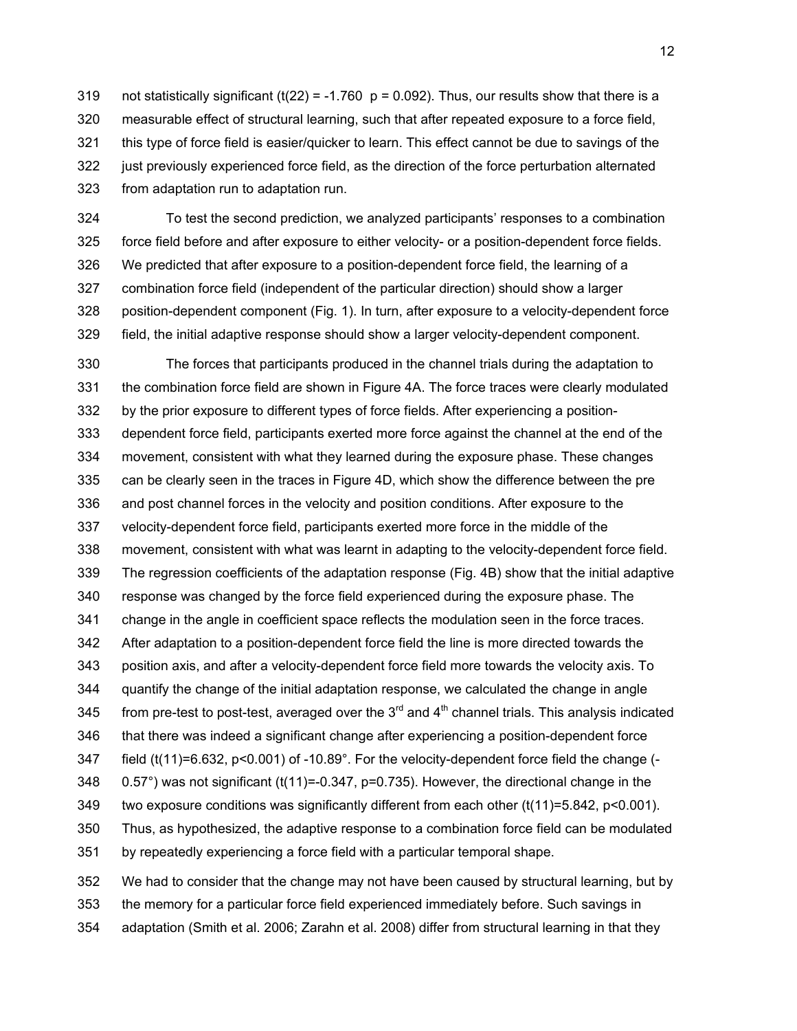not statistically significant ($t(22) = -1.760$ $p = 0.092$). Thus, our results show that there is a measurable effect of structural learning, such that after repeated exposure to a force field, this type of force field is easier/quicker to learn. This effect cannot be due to savings of the just previously experienced force field, as the direction of the force perturbation alternated from adaptation run to adaptation run.

To test the second prediction, we analyzed participants' responses to a combination force field before and after exposure to either velocity- or a position-dependent force fields. We predicted that after exposure to a position-dependent force field, the learning of a combination force field (independent of the particular direction) should show a larger position-dependent component (Fig. 1). In turn, after exposure to a velocity-dependent force field, the initial adaptive response should show a larger velocity-dependent component.

The forces that participants produced in the channel trials during the adaptation to the combination force field are shown in Figure 4A. The force traces were clearly modulated by the prior exposure to different types of force fields. After experiencing a position-dependent force field, participants exerted more force against the channel at the end of the movement, consistent with what they learned during the exposure phase. These changes can be clearly seen in the traces in Figure 4D, which show the difference between the pre and post channel forces in the velocity and position conditions. After exposure to the velocity-dependent force field, participants exerted more force in the middle of the movement, consistent with what was learnt in adapting to the velocity-dependent force field. The regression coefficients of the adaptation response (Fig. 4B) show that the initial adaptive response was changed by the force field experienced during the exposure phase. The change in the angle in coefficient space reflects the modulation seen in the force traces. After adaptation to a position-dependent force field the line is more directed towards the position axis, and after a velocity-dependent force field more towards the velocity axis. To quantify the change of the initial adaptation response, we calculated the change in angle from pre-test to post-test, averaged over the 3rd and 4th channel trials. This analysis indicated that there was indeed a significant change after experiencing a position-dependent force field ($t(11)=6.632$, $p<0.001$) of -10.89°. For the velocity-dependent force field the change (-0.57°) was not significant ($t(11)=-0.347$, $p=0.735$). However, the directional change in the two exposure conditions was significantly different from each other ($t(11)=5.842$, $p<0.001$). Thus, as hypothesized, the adaptive response to a combination force field can be modulated by repeatedly experiencing a force field with a particular temporal shape.

We had to consider that the change may not have been caused by structural learning, but by the memory for a particular force field experienced immediately before. Such savings in adaptation (Smith et al. 2006; Zarahn et al. 2008) differ from structural learning in that they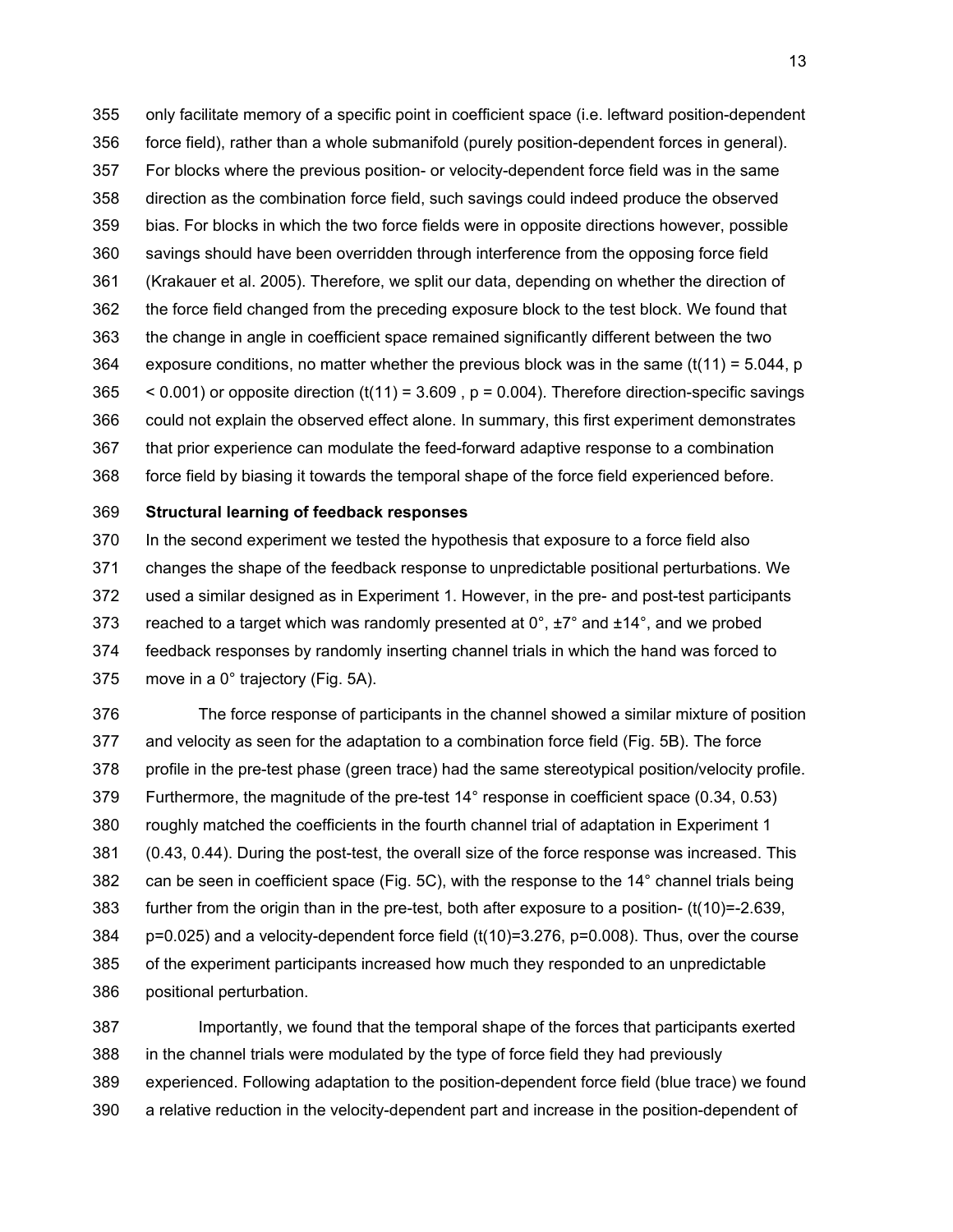only facilitate memory of a specific point in coefficient space (i.e. leftward position-dependent force field), rather than a whole submanifold (purely position-dependent forces in general). For blocks where the previous position- or velocity-dependent force field was in the same direction as the combination force field, such savings could indeed produce the observed bias. For blocks in which the two force fields were in opposite directions however, possible savings should have been overridden through interference from the opposing force field (Krakauer et al. 2005). Therefore, we split our data, depending on whether the direction of the force field changed from the preceding exposure block to the test block. We found that the change in angle in coefficient space remained significantly different between the two exposure conditions, no matter whether the previous block was in the same ($t(11) = 5.044$, $p < 0.001$) or opposite direction ($t(11) = 3.609$ , $p = 0.004$). Therefore direction-specific savings could not explain the observed effect alone. In summary, this first experiment demonstrates that prior experience can modulate the feed-forward adaptive response to a combination force field by biasing it towards the temporal shape of the force field experienced before.

**Structural learning of feedback responses**

In the second experiment we tested the hypothesis that exposure to a force field also changes the shape of the feedback response to unpredictable positional perturbations. We used a similar designed as in Experiment 1. However, in the pre- and post-test participants reached to a target which was randomly presented at 0°, ±7° and ±14°, and we probed feedback responses by randomly inserting channel trials in which the hand was forced to move in a 0° trajectory (Fig. 5A).

The force response of participants in the channel showed a similar mixture of position and velocity as seen for the adaptation to a combination force field (Fig. 5B). The force profile in the pre-test phase (green trace) had the same stereotypical position/velocity profile. Furthermore, the magnitude of the pre-test 14° response in coefficient space (0.34, 0.53) roughly matched the coefficients in the fourth channel trial of adaptation in Experiment 1 (0.43, 0.44). During the post-test, the overall size of the force response was increased. This can be seen in coefficient space (Fig. 5C), with the response to the 14° channel trials being further from the origin than in the pre-test, both after exposure to a position- ($t(10)=-2.639$, $p=0.025$) and a velocity-dependent force field ($t(10)=3.276$, $p=0.008$). Thus, over the course of the experiment participants increased how much they responded to an unpredictable positional perturbation.

Importantly, we found that the temporal shape of the forces that participants exerted in the channel trials were modulated by the type of force field they had previously experienced. Following adaptation to the position-dependent force field (blue trace) we found a relative reduction in the velocity-dependent part and increase in the position-dependent of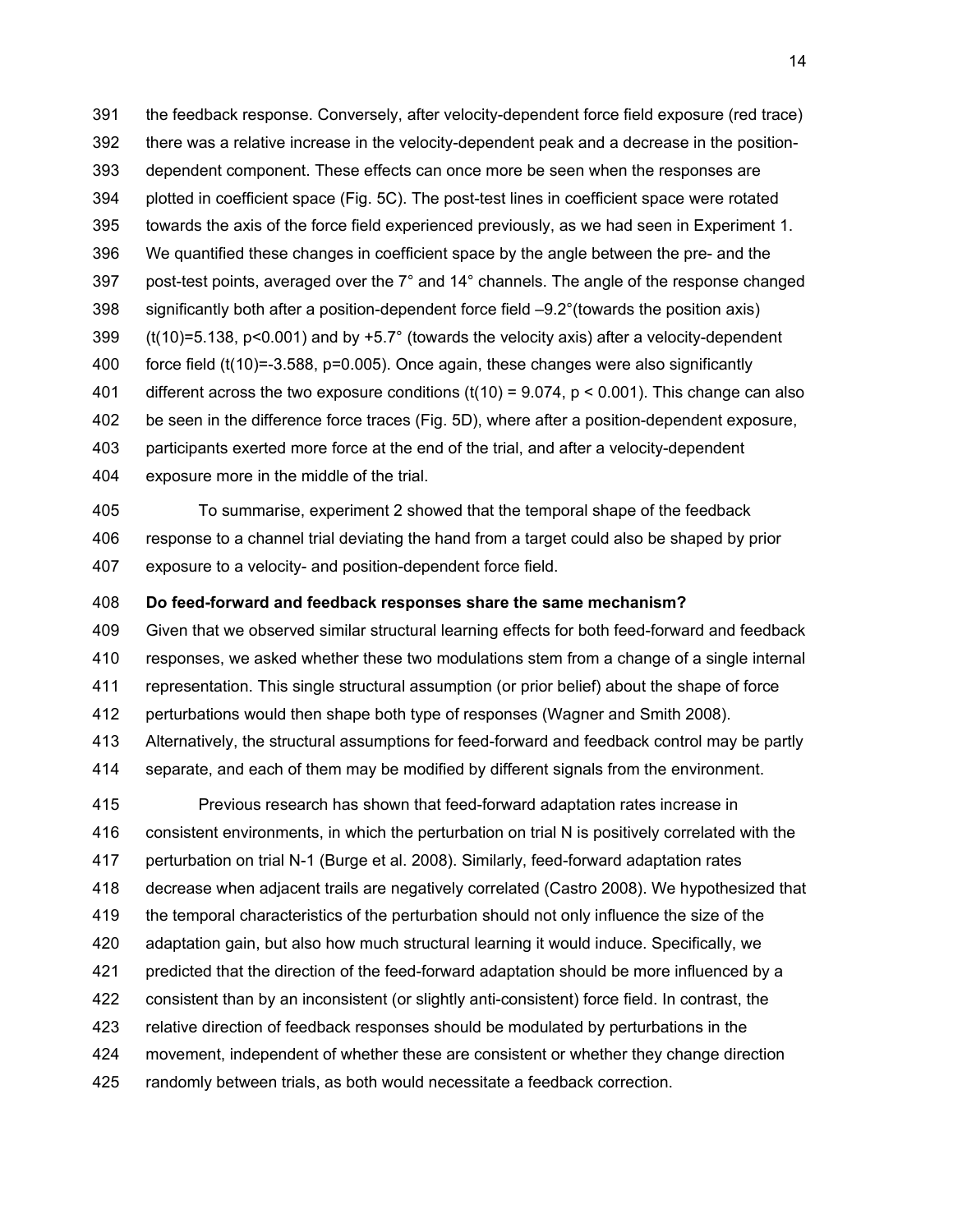the feedback response. Conversely, after velocity-dependent force field exposure (red trace) there was a relative increase in the velocity-dependent peak and a decrease in the position-dependent component. These effects can once more be seen when the responses are plotted in coefficient space (Fig. 5C). The post-test lines in coefficient space were rotated towards the axis of the force field experienced previously, as we had seen in Experiment 1. We quantified these changes in coefficient space by the angle between the pre- and the post-test points, averaged over the 7° and 14° channels. The angle of the response changed significantly both after a position-dependent force field –9.2°(towards the position axis) ($t(10)=5.138$, $p<0.001$) and by +5.7° (towards the velocity axis) after a velocity-dependent force field ($t(10)=-3.588$, $p=0.005$). Once again, these changes were also significantly different across the two exposure conditions ($t(10) = 9.074$, $p < 0.001$). This change can also be seen in the difference force traces (Fig. 5D), where after a position-dependent exposure, participants exerted more force at the end of the trial, and after a velocity-dependent exposure more in the middle of the trial.

To summarise, experiment 2 showed that the temporal shape of the feedback response to a channel trial deviating the hand from a target could also be shaped by prior exposure to a velocity- and position-dependent force field.

**Do feed-forward and feedback responses share the same mechanism?**

Given that we observed similar structural learning effects for both feed-forward and feedback responses, we asked whether these two modulations stem from a change of a single internal representation. This single structural assumption (or prior belief) about the shape of force perturbations would then shape both type of responses (Wagner and Smith 2008). Alternatively, the structural assumptions for feed-forward and feedback control may be partly separate, and each of them may be modified by different signals from the environment.

Previous research has shown that feed-forward adaptation rates increase in consistent environments, in which the perturbation on trial N is positively correlated with the perturbation on trial N-1 (Burge et al. 2008). Similarly, feed-forward adaptation rates decrease when adjacent trails are negatively correlated (Castro 2008). We hypothesized that the temporal characteristics of the perturbation should not only influence the size of the adaptation gain, but also how much structural learning it would induce. Specifically, we predicted that the direction of the feed-forward adaptation should be more influenced by a consistent than by an inconsistent (or slightly anti-consistent) force field. In contrast, the relative direction of feedback responses should be modulated by perturbations in the movement, independent of whether these are consistent or whether they change direction randomly between trials, as both would necessitate a feedback correction.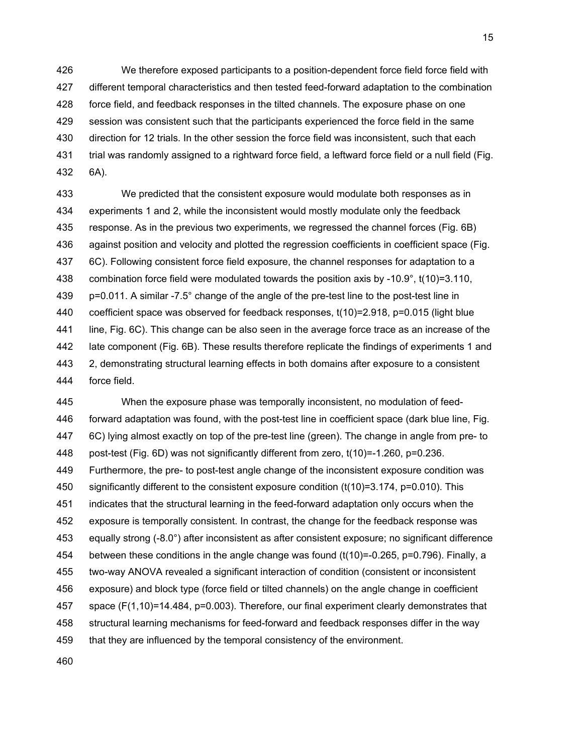We therefore exposed participants to a position-dependent force field force field with different temporal characteristics and then tested feed-forward adaptation to the combination force field, and feedback responses in the tilted channels. The exposure phase on one session was consistent such that the participants experienced the force field in the same direction for 12 trials. In the other session the force field was inconsistent, such that each trial was randomly assigned to a rightward force field, a leftward force field or a null field (Fig. 6A).

We predicted that the consistent exposure would modulate both responses as in experiments 1 and 2, while the inconsistent would mostly modulate only the feedback response. As in the previous two experiments, we regressed the channel forces (Fig. 6B) against position and velocity and plotted the regression coefficients in coefficient space (Fig. 6C). Following consistent force field exposure, the channel responses for adaptation to a combination force field were modulated towards the position axis by -10.9°, $t(10)=3.110$, $p=0.011$. A similar -7.5° change of the angle of the pre-test line to the post-test line in coefficient space was observed for feedback responses, $t(10)=2.918$, $p=0.015$ (light blue line, Fig. 6C). This change can be also seen in the average force trace as an increase of the late component (Fig. 6B). These results therefore replicate the findings of experiments 1 and 2, demonstrating structural learning effects in both domains after exposure to a consistent force field.

When the exposure phase was temporally inconsistent, no modulation of feed-forward adaptation was found, with the post-test line in coefficient space (dark blue line, Fig. 6C) lying almost exactly on top of the pre-test line (green). The change in angle from pre- to post-test (Fig. 6D) was not significantly different from zero, $t(10)=-1.260$, $p=0.236$. Furthermore, the pre- to post-test angle change of the inconsistent exposure condition was significantly different to the consistent exposure condition ($t(10)=3.174$, $p=0.010$). This indicates that the structural learning in the feed-forward adaptation only occurs when the exposure is temporally consistent. In contrast, the change for the feedback response was equally strong (-8.0°) after inconsistent as after consistent exposure; no significant difference between these conditions in the angle change was found ($t(10)=-0.265$, $p=0.796$). Finally, a two-way ANOVA revealed a significant interaction of condition (consistent or inconsistent exposure) and block type (force field or tilted channels) on the angle change in coefficient space ($F(1,10)=14.484$, $p=0.003$). Therefore, our final experiment clearly demonstrates that structural learning mechanisms for feed-forward and feedback responses differ in the way that they are influenced by the temporal consistency of the environment.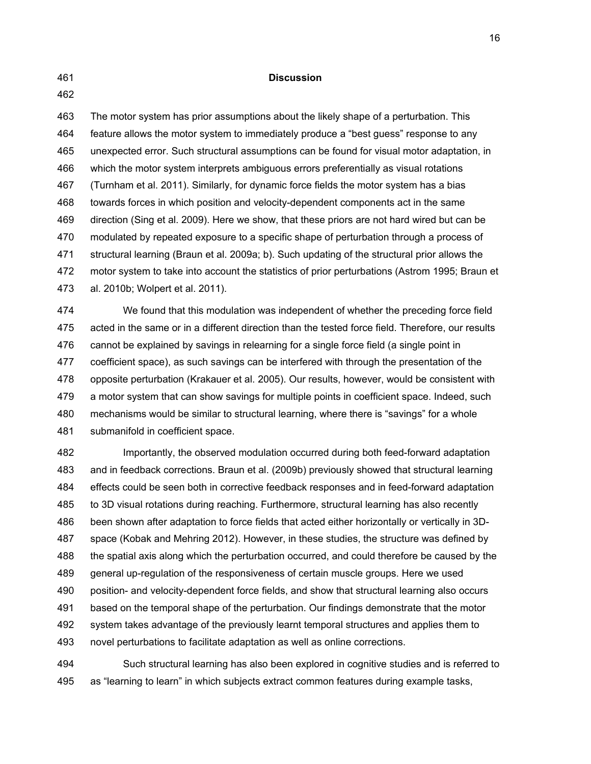## Discussion

The motor system has prior assumptions about the likely shape of a perturbation. This feature allows the motor system to immediately produce a "best guess" response to any unexpected error. Such structural assumptions can be found for visual motor adaptation, in which the motor system interprets ambiguous errors preferentially as visual rotations (Turnham et al. 2011). Similarly, for dynamic force fields the motor system has a bias towards forces in which position and velocity-dependent components act in the same direction (Sing et al. 2009). Here we show, that these priors are not hard wired but can be modulated by repeated exposure to a specific shape of perturbation through a process of structural learning (Braun et al. 2009a; b). Such updating of the structural prior allows the motor system to take into account the statistics of prior perturbations (Astrom 1995; Braun et al. 2010b; Wolpert et al. 2011).

We found that this modulation was independent of whether the preceding force field acted in the same or in a different direction than the tested force field. Therefore, our results cannot be explained by savings in relearning for a single force field (a single point in coefficient space), as such savings can be interfered with through the presentation of the opposite perturbation (Krakauer et al. 2005). Our results, however, would be consistent with a motor system that can show savings for multiple points in coefficient space. Indeed, such mechanisms would be similar to structural learning, where there is "savings" for a whole submanifold in coefficient space.

Importantly, the observed modulation occurred during both feed-forward adaptation and in feedback corrections. Braun et al. (2009b) previously showed that structural learning effects could be seen both in corrective feedback responses and in feed-forward adaptation to 3D visual rotations during reaching. Furthermore, structural learning has also recently been shown after adaptation to force fields that acted either horizontally or vertically in 3D-space (Kobak and Mehring 2012). However, in these studies, the structure was defined by the spatial axis along which the perturbation occurred, and could therefore be caused by the general up-regulation of the responsiveness of certain muscle groups. Here we used position- and velocity-dependent force fields, and show that structural learning also occurs based on the temporal shape of the perturbation. Our findings demonstrate that the motor system takes advantage of the previously learnt temporal structures and applies them to novel perturbations to facilitate adaptation as well as online corrections.

Such structural learning has also been explored in cognitive studies and is referred to as "learning to learn" in which subjects extract common features during example tasks,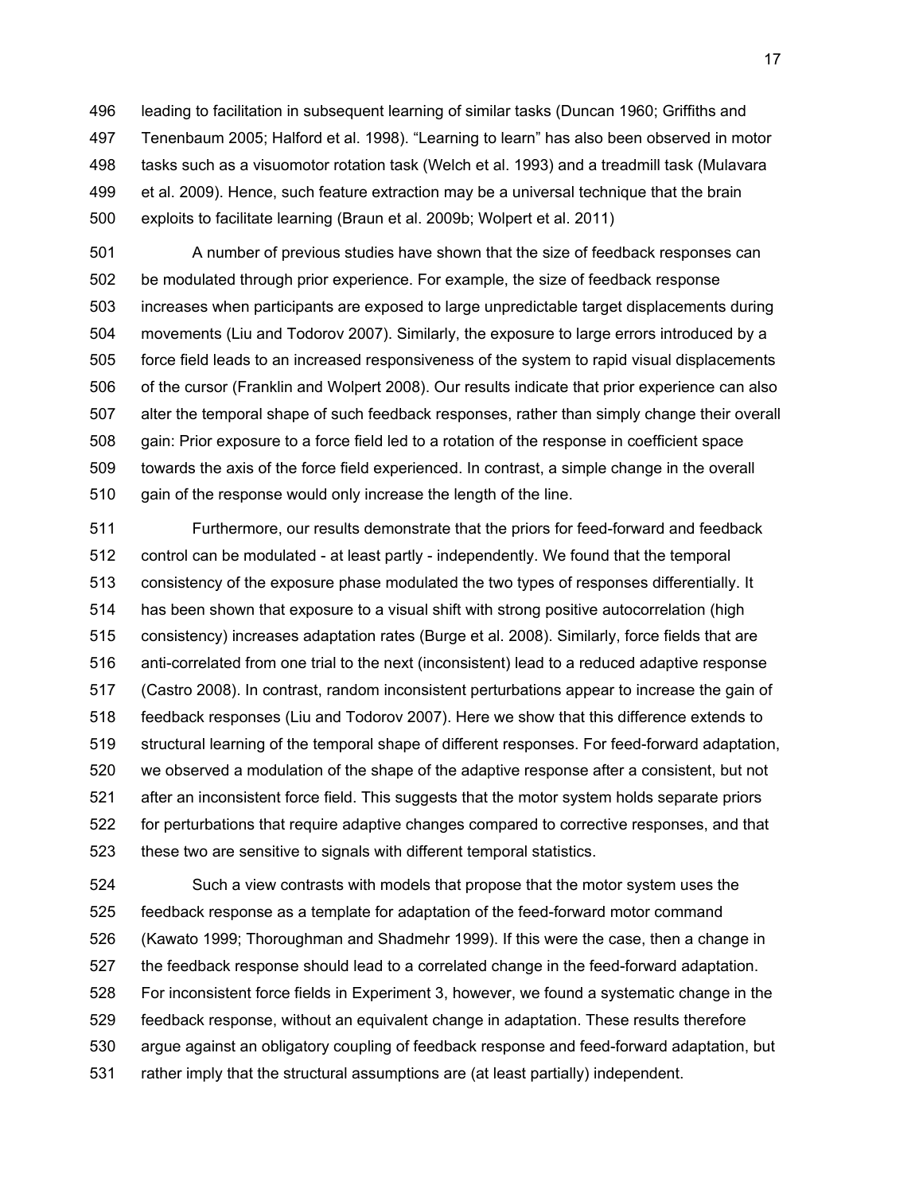leading to facilitation in subsequent learning of similar tasks (Duncan 1960; Griffiths and Tenenbaum 2005; Halford et al. 1998). "Learning to learn" has also been observed in motor tasks such as a visuomotor rotation task (Welch et al. 1993) and a treadmill task (Mulavara et al. 2009). Hence, such feature extraction may be a universal technique that the brain exploits to facilitate learning (Braun et al. 2009b; Wolpert et al. 2011)

A number of previous studies have shown that the size of feedback responses can be modulated through prior experience. For example, the size of feedback response increases when participants are exposed to large unpredictable target displacements during movements (Liu and Todorov 2007). Similarly, the exposure to large errors introduced by a force field leads to an increased responsiveness of the system to rapid visual displacements of the cursor (Franklin and Wolpert 2008). Our results indicate that prior experience can also alter the temporal shape of such feedback responses, rather than simply change their overall gain: Prior exposure to a force field led to a rotation of the response in coefficient space towards the axis of the force field experienced. In contrast, a simple change in the overall gain of the response would only increase the length of the line.

Furthermore, our results demonstrate that the priors for feed-forward and feedback control can be modulated - at least partly - independently. We found that the temporal consistency of the exposure phase modulated the two types of responses differentially. It has been shown that exposure to a visual shift with strong positive autocorrelation (high consistency) increases adaptation rates (Burge et al. 2008). Similarly, force fields that are anti-correlated from one trial to the next (inconsistent) lead to a reduced adaptive response (Castro 2008). In contrast, random inconsistent perturbations appear to increase the gain of feedback responses (Liu and Todorov 2007). Here we show that this difference extends to structural learning of the temporal shape of different responses. For feed-forward adaptation, we observed a modulation of the shape of the adaptive response after a consistent, but not after an inconsistent force field. This suggests that the motor system holds separate priors for perturbations that require adaptive changes compared to corrective responses, and that these two are sensitive to signals with different temporal statistics.

Such a view contrasts with models that propose that the motor system uses the feedback response as a template for adaptation of the feed-forward motor command (Kawato 1999; Thoroughman and Shadmehr 1999). If this were the case, then a change in the feedback response should lead to a correlated change in the feed-forward adaptation. For inconsistent force fields in Experiment 3, however, we found a systematic change in the feedback response, without an equivalent change in adaptation. These results therefore argue against an obligatory coupling of feedback response and feed-forward adaptation, but rather imply that the structural assumptions are (at least partially) independent.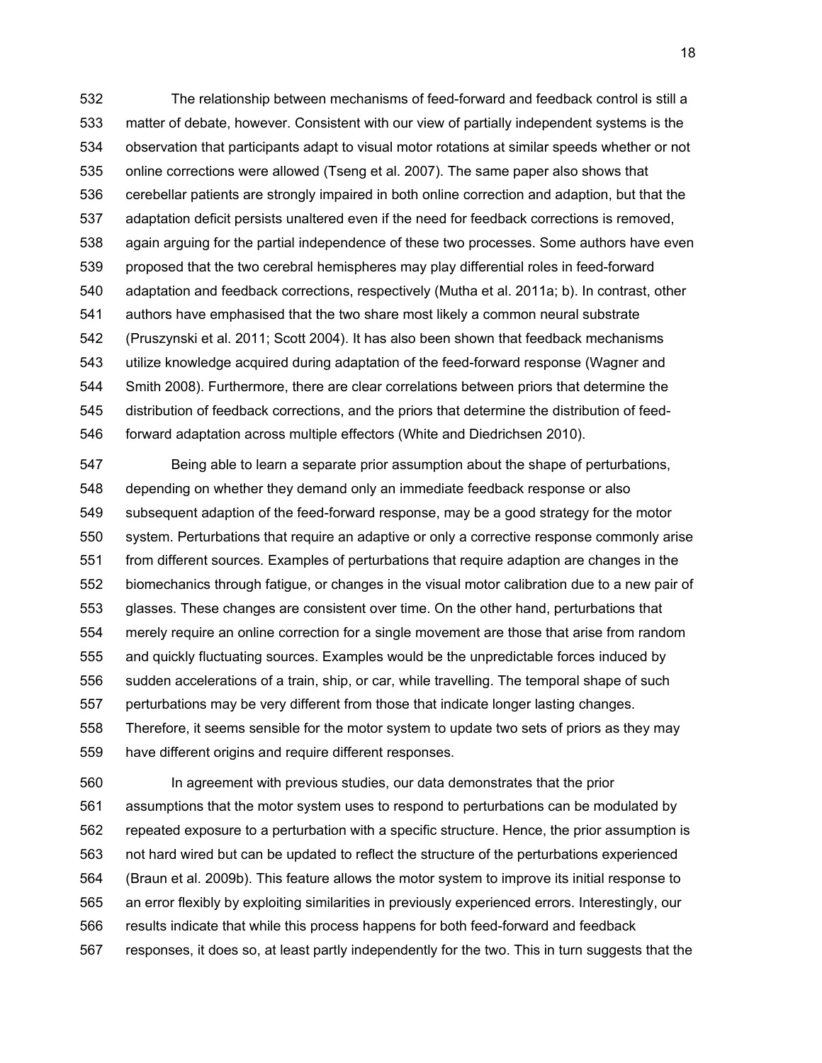The relationship between mechanisms of feed-forward and feedback control is still a matter of debate, however. Consistent with our view of partially independent systems is the observation that participants adapt to visual motor rotations at similar speeds whether or not online corrections were allowed (Tseng et al. 2007). The same paper also shows that cerebellar patients are strongly impaired in both online correction and adaption, but that the adaptation deficit persists unaltered even if the need for feedback corrections is removed, again arguing for the partial independence of these two processes. Some authors have even proposed that the two cerebral hemispheres may play differential roles in feed-forward adaptation and feedback corrections, respectively (Mutha et al. 2011a; b). In contrast, other authors have emphasised that the two share most likely a common neural substrate (Pruszynski et al. 2011; Scott 2004). It has also been shown that feedback mechanisms utilize knowledge acquired during adaptation of the feed-forward response (Wagner and Smith 2008). Furthermore, there are clear correlations between priors that determine the distribution of feedback corrections, and the priors that determine the distribution of feed-forward adaptation across multiple effectors (White and Diedrichsen 2010).

Being able to learn a separate prior assumption about the shape of perturbations, depending on whether they demand only an immediate feedback response or also subsequent adaption of the feed-forward response, may be a good strategy for the motor system. Perturbations that require an adaptive or only a corrective response commonly arise from different sources. Examples of perturbations that require adaption are changes in the biomechanics through fatigue, or changes in the visual motor calibration due to a new pair of glasses. These changes are consistent over time. On the other hand, perturbations that merely require an online correction for a single movement are those that arise from random and quickly fluctuating sources. Examples would be the unpredictable forces induced by sudden accelerations of a train, ship, or car, while travelling. The temporal shape of such perturbations may be very different from those that indicate longer lasting changes. Therefore, it seems sensible for the motor system to update two sets of priors as they may have different origins and require different responses.

In agreement with previous studies, our data demonstrates that the prior assumptions that the motor system uses to respond to perturbations can be modulated by repeated exposure to a perturbation with a specific structure. Hence, the prior assumption is not hard wired but can be updated to reflect the structure of the perturbations experienced (Braun et al. 2009b). This feature allows the motor system to improve its initial response to an error flexibly by exploiting similarities in previously experienced errors. Interestingly, our results indicate that while this process happens for both feed-forward and feedback responses, it does so, at least partly independently for the two. This in turn suggests that the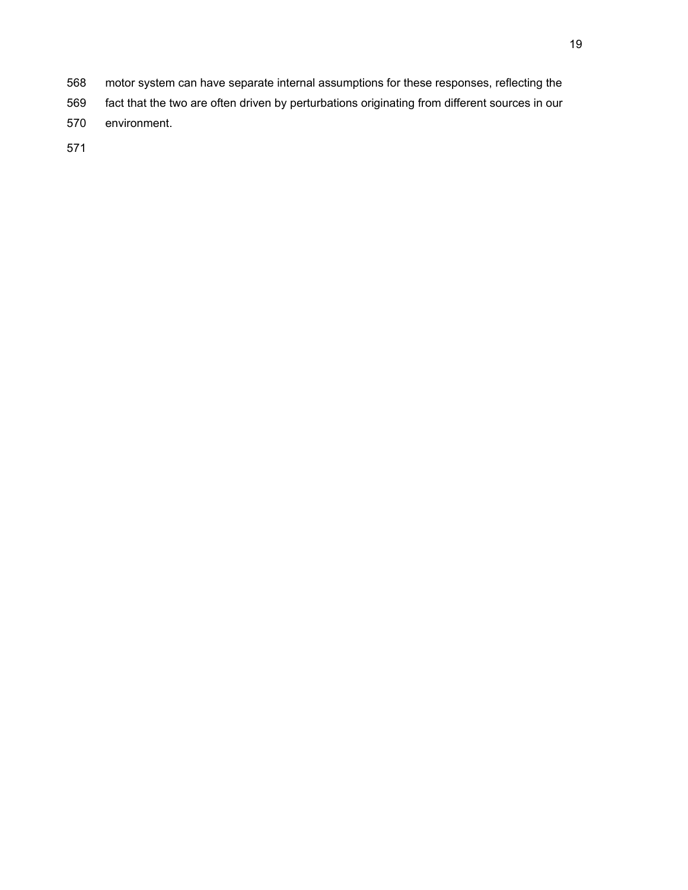motor system can have separate internal assumptions for these responses, reflecting the fact that the two are often driven by perturbations originating from different sources in our environment.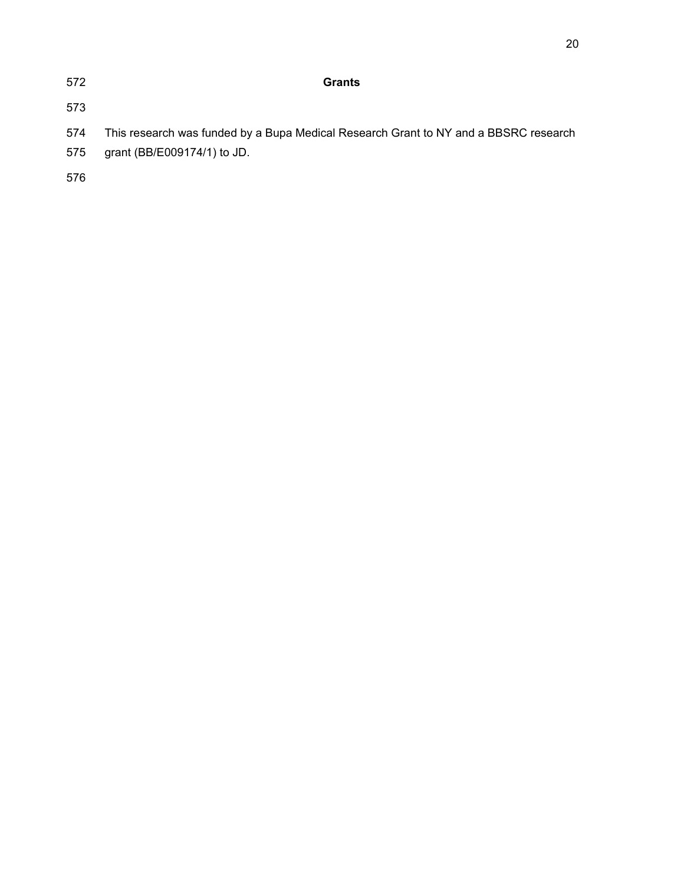## Grants

This research was funded by a Bupa Medical Research Grant to NY and a BBSRC research grant (BB/E009174/1) to JD.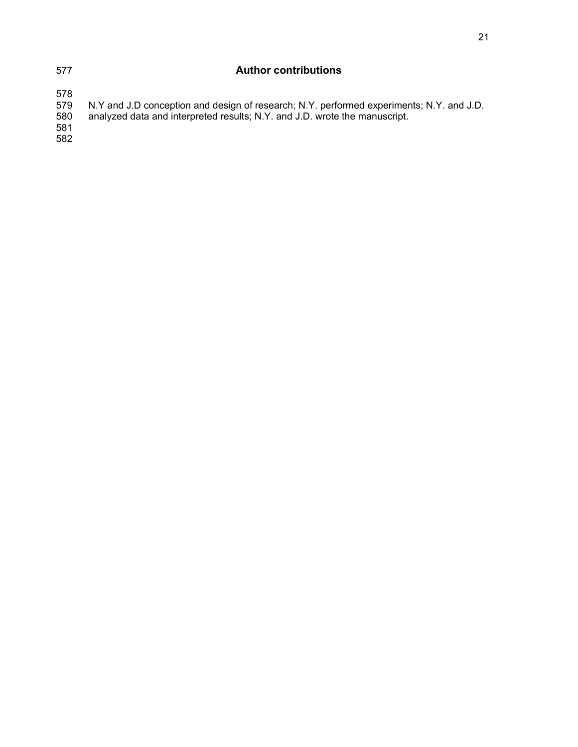## Author contributions

N.Y and J.D conception and design of research; N.Y. performed experiments; N.Y. and J.D. analyzed data and interpreted results; N.Y. and J.D. wrote the manuscript.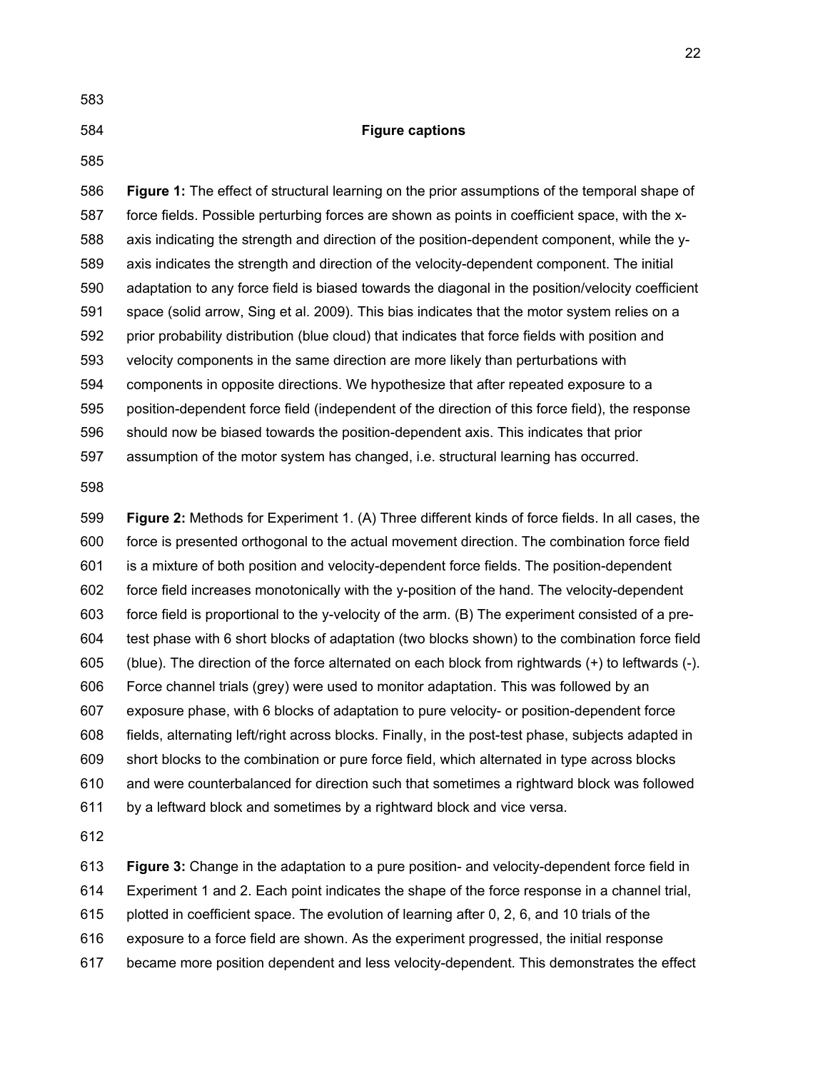## Figure captions

**Figure 1:** The effect of structural learning on the prior assumptions of the temporal shape of force fields. Possible perturbing forces are shown as points in coefficient space, with the x-axis indicating the strength and direction of the position-dependent component, while the y-axis indicates the strength and direction of the velocity-dependent component. The initial adaptation to any force field is biased towards the diagonal in the position/velocity coefficient space (solid arrow, Sing et al. 2009). This bias indicates that the motor system relies on a prior probability distribution (blue cloud) that indicates that force fields with position and velocity components in the same direction are more likely than perturbations with components in opposite directions. We hypothesize that after repeated exposure to a position-dependent force field (independent of the direction of this force field), the response should now be biased towards the position-dependent axis. This indicates that prior assumption of the motor system has changed, i.e. structural learning has occurred.

**Figure 2:** Methods for Experiment 1. (A) Three different kinds of force fields. In all cases, the force is presented orthogonal to the actual movement direction. The combination force field is a mixture of both position and velocity-dependent force fields. The position-dependent force field increases monotonically with the y-position of the hand. The velocity-dependent force field is proportional to the y-velocity of the arm. (B) The experiment consisted of a pre-test phase with 6 short blocks of adaptation (two blocks shown) to the combination force field (blue). The direction of the force alternated on each block from rightwards (+) to leftwards (-). Force channel trials (grey) were used to monitor adaptation. This was followed by an exposure phase, with 6 blocks of adaptation to pure velocity- or position-dependent force fields, alternating left/right across blocks. Finally, in the post-test phase, subjects adapted in short blocks to the combination or pure force field, which alternated in type across blocks and were counterbalanced for direction such that sometimes a rightward block was followed by a leftward block and sometimes by a rightward block and vice versa.

**Figure 3:** Change in the adaptation to a pure position- and velocity-dependent force field in Experiment 1 and 2. Each point indicates the shape of the force response in a channel trial, plotted in coefficient space. The evolution of learning after 0, 2, 6, and 10 trials of the exposure to a force field are shown. As the experiment progressed, the initial response became more position dependent and less velocity-dependent. This demonstrates the effect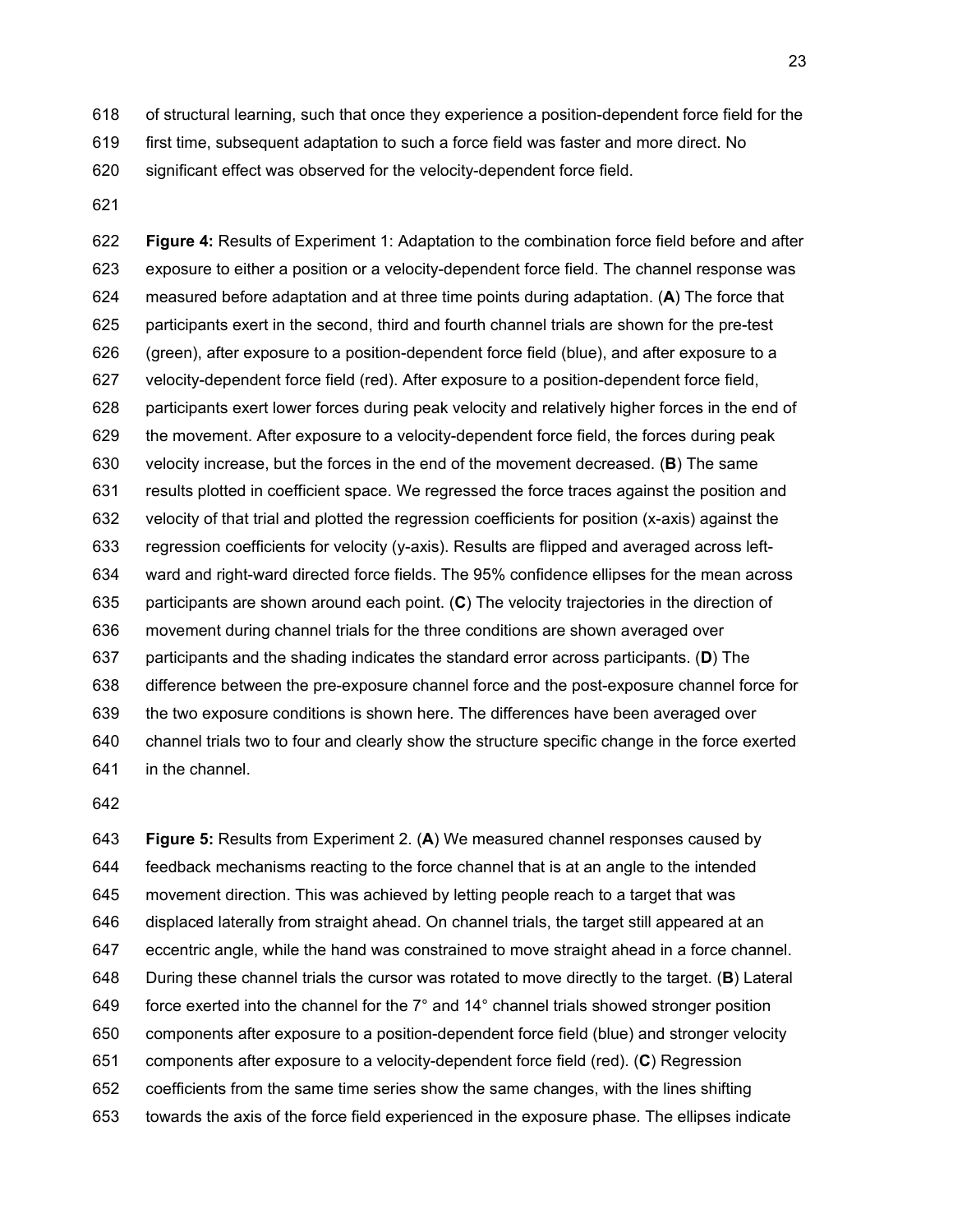of structural learning, such that once they experience a position-dependent force field for the first time, subsequent adaptation to such a force field was faster and more direct. No significant effect was observed for the velocity-dependent force field.

**Figure 4:** Results of Experiment 1: Adaptation to the combination force field before and after exposure to either a position or a velocity-dependent force field. The channel response was measured before adaptation and at three time points during adaptation. (**A**) The force that participants exert in the second, third and fourth channel trials are shown for the pre-test (green), after exposure to a position-dependent force field (blue), and after exposure to a velocity-dependent force field (red). After exposure to a position-dependent force field, participants exert lower forces during peak velocity and relatively higher forces in the end of the movement. After exposure to a velocity-dependent force field, the forces during peak velocity increase, but the forces in the end of the movement decreased. (**B**) The same results plotted in coefficient space. We regressed the force traces against the position and velocity of that trial and plotted the regression coefficients for position (x-axis) against the regression coefficients for velocity (y-axis). Results are flipped and averaged across left-ward and right-ward directed force fields. The 95% confidence ellipses for the mean across participants are shown around each point. (**C**) The velocity trajectories in the direction of movement during channel trials for the three conditions are shown averaged over participants and the shading indicates the standard error across participants. (**D**) The difference between the pre-exposure channel force and the post-exposure channel force for the two exposure conditions is shown here. The differences have been averaged over channel trials two to four and clearly show the structure specific change in the force exerted in the channel.

**Figure 5:** Results from Experiment 2. (**A**) We measured channel responses caused by feedback mechanisms reacting to the force channel that is at an angle to the intended movement direction. This was achieved by letting people reach to a target that was displaced laterally from straight ahead. On channel trials, the target still appeared at an eccentric angle, while the hand was constrained to move straight ahead in a force channel. During these channel trials the cursor was rotated to move directly to the target. (**B**) Lateral force exerted into the channel for the 7° and 14° channel trials showed stronger position components after exposure to a position-dependent force field (blue) and stronger velocity components after exposure to a velocity-dependent force field (red). (**C**) Regression coefficients from the same time series show the same changes, with the lines shifting towards the axis of the force field experienced in the exposure phase. The ellipses indicate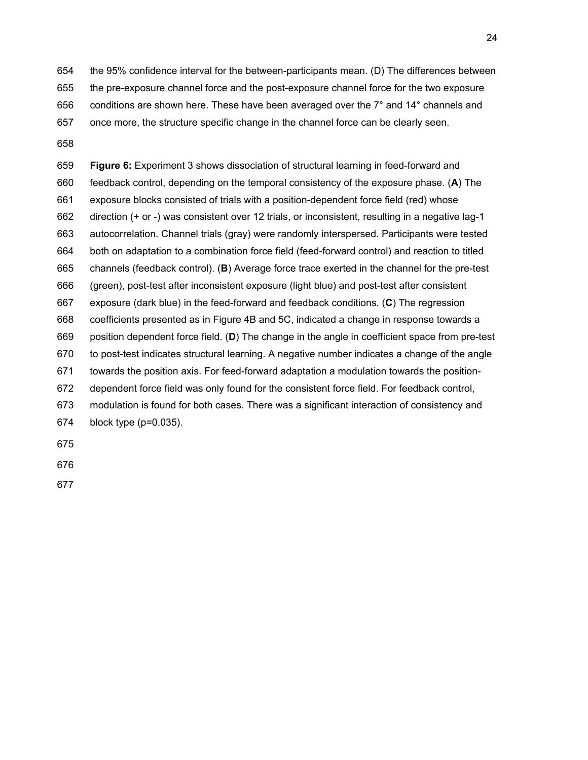the 95% confidence interval for the between-participants mean. (D) The differences between the pre-exposure channel force and the post-exposure channel force for the two exposure conditions are shown here. These have been averaged over the 7° and 14° channels and once more, the structure specific change in the channel force can be clearly seen.

**Figure 6:** Experiment 3 shows dissociation of structural learning in feed-forward and feedback control, depending on the temporal consistency of the exposure phase. (**A**) The exposure blocks consisted of trials with a position-dependent force field (red) whose direction (+ or -) was consistent over 12 trials, or inconsistent, resulting in a negative lag-1 autocorrelation. Channel trials (gray) were randomly interspersed. Participants were tested both on adaptation to a combination force field (feed-forward control) and reaction to titled channels (feedback control). (**B**) Average force trace exerted in the channel for the pre-test (green), post-test after inconsistent exposure (light blue) and post-test after consistent exposure (dark blue) in the feed-forward and feedback conditions. (**C**) The regression coefficients presented as in Figure 4B and 5C, indicated a change in response towards a position dependent force field. (**D**) The change in the angle in coefficient space from pre-test to post-test indicates structural learning. A negative number indicates a change of the angle towards the position axis. For feed-forward adaptation a modulation towards the position-dependent force field was only found for the consistent force field. For feedback control, modulation is found for both cases. There was a significant interaction of consistency and block type ($p=0.035$).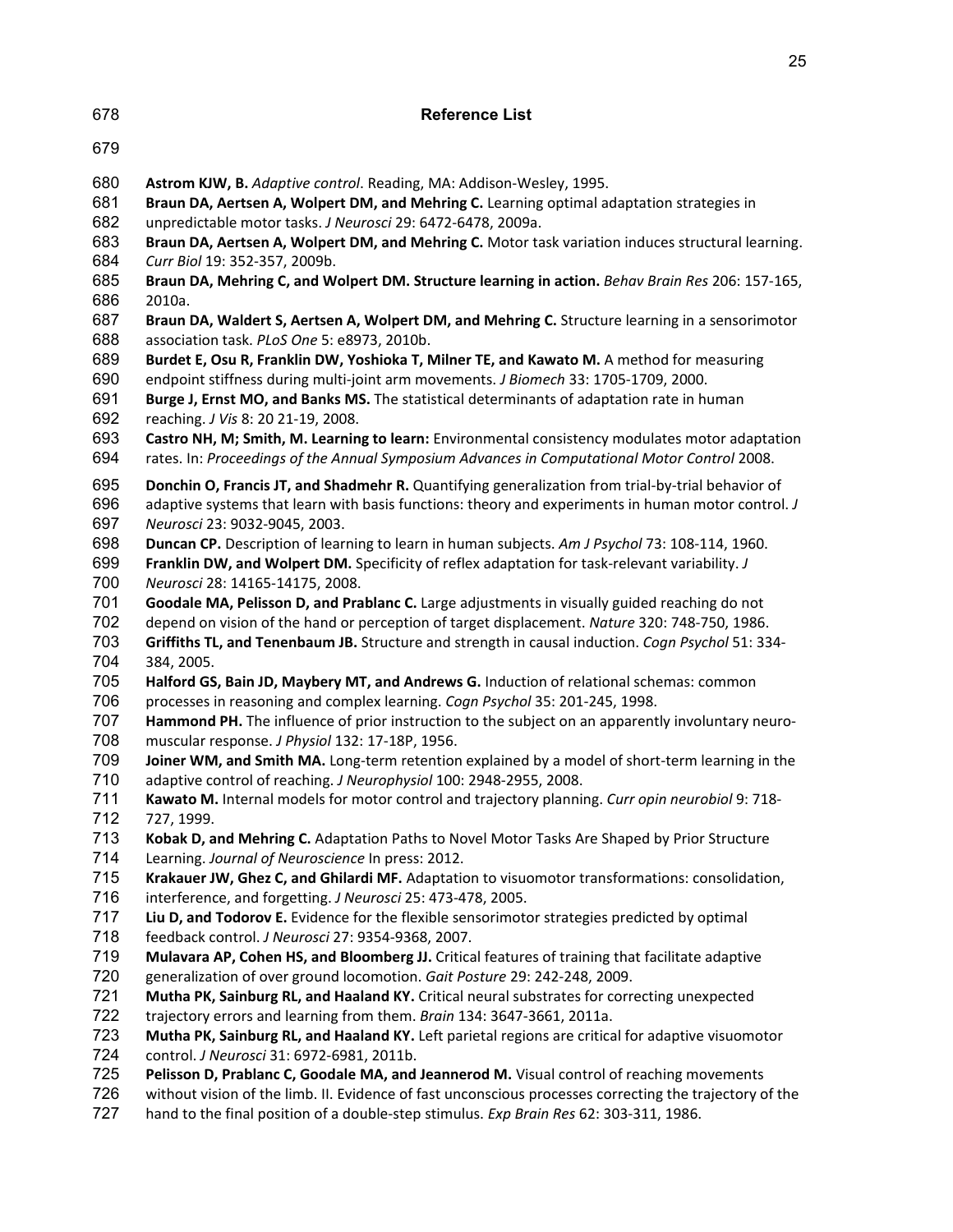## Reference List

**Astrom KJW, B.** *Adaptive control*. Reading, MA: Addison-Wesley, 1995.

**Braun DA, Aertsen A, Wolpert DM, and Mehring C.** Learning optimal adaptation strategies in unpredictable motor tasks. *J Neurosci* 29: 6472-6478, 2009a.

**Braun DA, Aertsen A, Wolpert DM, and Mehring C.** Motor task variation induces structural learning. *Curr Biol* 19: 352-357, 2009b.

**Braun DA, Mehring C, and Wolpert DM. Structure learning in action.** *Behav Brain Res* 206: 157-165, 2010a.

**Braun DA, Waldert S, Aertsen A, Wolpert DM, and Mehring C.** Structure learning in a sensorimotor association task. *PLoS One* 5: e8973, 2010b.

**Burdet E, Osu R, Franklin DW, Yoshioka T, Milner TE, and Kawato M.** A method for measuring endpoint stiffness during multi-joint arm movements. *J Biomech* 33: 1705-1709, 2000.

**Burge J, Ernst MO, and Banks MS.** The statistical determinants of adaptation rate in human reaching. *J Vis* 8: 20 21-19, 2008.

**Castro NH, M; Smith, M. Learning to learn:** Environmental consistency modulates motor adaptation rates. In: *Proceedings of the Annual Symposium Advances in Computational Motor Control* 2008.

**Donchin O, Francis JT, and Shadmehr R.** Quantifying generalization from trial-by-trial behavior of adaptive systems that learn with basis functions: theory and experiments in human motor control. *J Neurosci* 23: 9032-9045, 2003.

**Duncan CP.** Description of learning to learn in human subjects. *Am J Psychol* 73: 108-114, 1960.

**Franklin DW, and Wolpert DM.** Specificity of reflex adaptation for task-relevant variability. *J Neurosci* 28: 14165-14175, 2008.

**Goodale MA, Pelisson D, and Prablanc C.** Large adjustments in visually guided reaching do not depend on vision of the hand or perception of target displacement. *Nature* 320: 748-750, 1986.

**Griffiths TL, and Tenenbaum JB.** Structure and strength in causal induction. *Cogn Psychol* 51: 334-384, 2005.

**Halford GS, Bain JD, Maybery MT, and Andrews G.** Induction of relational schemas: common processes in reasoning and complex learning. *Cogn Psychol* 35: 201-245, 1998.

**Hammond PH.** The influence of prior instruction to the subject on an apparently involuntary neuro-muscular response. *J Physiol* 132: 17-18P, 1956.

**Joiner WM, and Smith MA.** Long-term retention explained by a model of short-term learning in the adaptive control of reaching. *J Neurophysiol* 100: 2948-2955, 2008.

**Kawato M.** Internal models for motor control and trajectory planning. *Curr opin neurobiol* 9: 718-727, 1999.

**Kobak D, and Mehring C.** Adaptation Paths to Novel Motor Tasks Are Shaped by Prior Structure Learning. *Journal of Neuroscience* In press: 2012.

**Krakauer JW, Ghez C, and Ghilardi MF.** Adaptation to visuomotor transformations: consolidation, interference, and forgetting. *J Neurosci* 25: 473-478, 2005.

**Liu D, and Todorov E.** Evidence for the flexible sensorimotor strategies predicted by optimal feedback control. *J Neurosci* 27: 9354-9368, 2007.

**Mulavara AP, Cohen HS, and Bloomberg JJ.** Critical features of training that facilitate adaptive generalization of over ground locomotion. *Gait Posture* 29: 242-248, 2009.

**Mutha PK, Sainburg RL, and Haaland KY.** Critical neural substrates for correcting unexpected trajectory errors and learning from them. *Brain* 134: 3647-3661, 2011a.

**Mutha PK, Sainburg RL, and Haaland KY.** Left parietal regions are critical for adaptive visuomotor control. *J Neurosci* 31: 6972-6981, 2011b.

**Pelisson D, Prablanc C, Goodale MA, and Jeannerod M.** Visual control of reaching movements without vision of the limb. II. Evidence of fast unconscious processes correcting the trajectory of the hand to the final position of a double-step stimulus. *Exp Brain Res* 62: 303-311, 1986.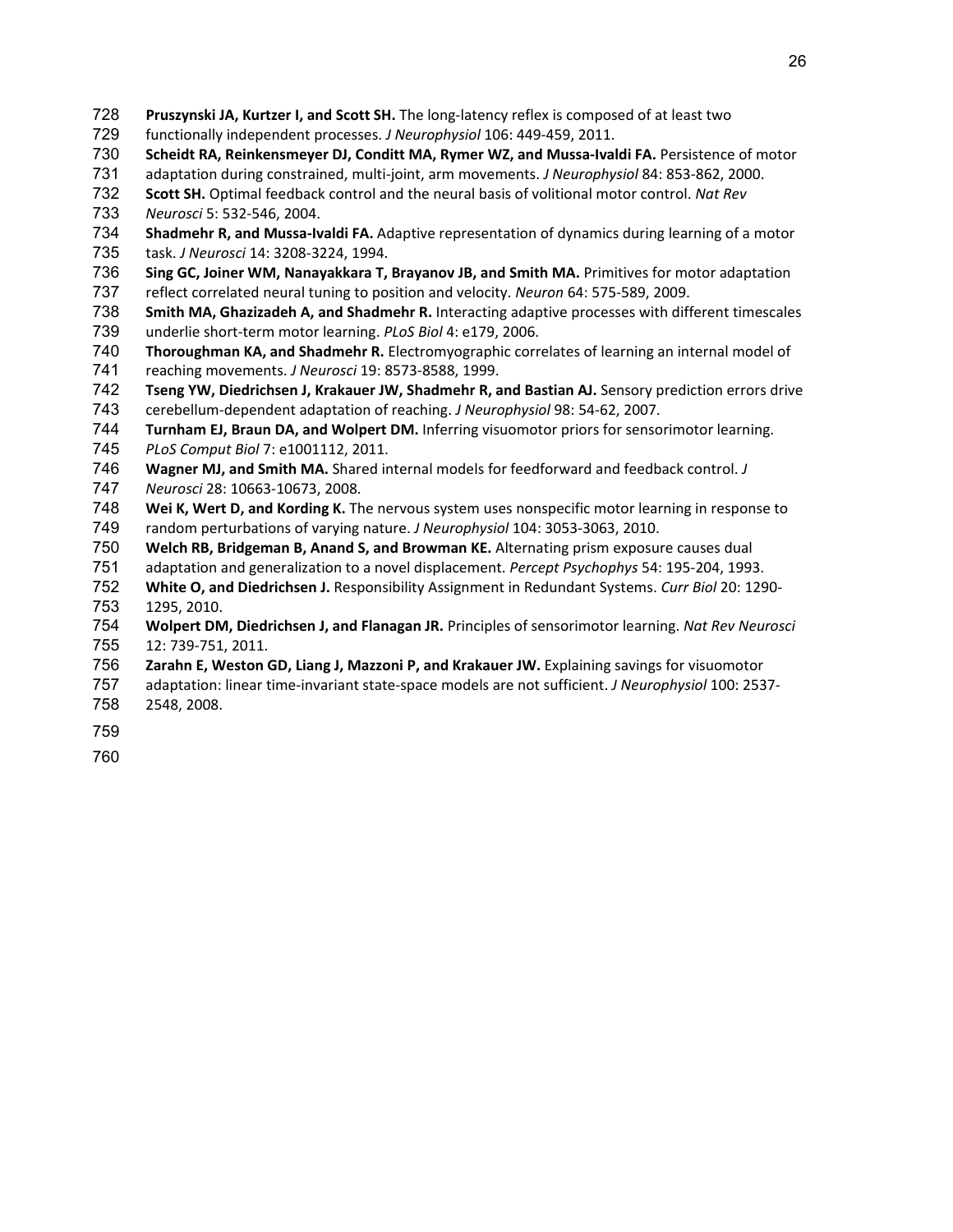**Pruszynski JA, Kurtzer I, and Scott SH.** The long-latency reflex is composed of at least two functionally independent processes. *J Neurophysiol* 106: 449-459, 2011.

**Scheidt RA, Reinkensmeyer DJ, Conditt MA, Rymer WZ, and Mussa-Ivaldi FA.** Persistence of motor adaptation during constrained, multi-joint, arm movements. *J Neurophysiol* 84: 853-862, 2000.

**Scott SH.** Optimal feedback control and the neural basis of volitional motor control. *Nat Rev Neurosci* 5: 532-546, 2004.

**Shadmehr R, and Mussa-Ivaldi FA.** Adaptive representation of dynamics during learning of a motor task. *J Neurosci* 14: 3208-3224, 1994.

**Sing GC, Joiner WM, Nanayakkara T, Brayanov JB, and Smith MA.** Primitives for motor adaptation reflect correlated neural tuning to position and velocity. *Neuron* 64: 575-589, 2009.

**Smith MA, Ghazizadeh A, and Shadmehr R.** Interacting adaptive processes with different timescales underlie short-term motor learning. *PLoS Biol* 4: e179, 2006.

**Thoroughman KA, and Shadmehr R.** Electromyographic correlates of learning an internal model of reaching movements. *J Neurosci* 19: 8573-8588, 1999.

**Tseng YW, Diedrichsen J, Krakauer JW, Shadmehr R, and Bastian AJ.** Sensory prediction errors drive cerebellum-dependent adaptation of reaching. *J Neurophysiol* 98: 54-62, 2007.

**Turnham EJ, Braun DA, and Wolpert DM.** Inferring visuomotor priors for sensorimotor learning. *PLoS Comput Biol* 7: e1001112, 2011.

**Wagner MJ, and Smith MA.** Shared internal models for feedforward and feedback control. *J Neurosci* 28: 10663-10673, 2008.

**Wei K, Wert D, and Kording K.** The nervous system uses nonspecific motor learning in response to random perturbations of varying nature. *J Neurophysiol* 104: 3053-3063, 2010.

**Welch RB, Bridgeman B, Anand S, and Browman KE.** Alternating prism exposure causes dual adaptation and generalization to a novel displacement. *Percept Psychophys* 54: 195-204, 1993.

**White O, and Diedrichsen J.** Responsibility Assignment in Redundant Systems. *Curr Biol* 20: 1290-1295, 2010.

**Wolpert DM, Diedrichsen J, and Flanagan JR.** Principles of sensorimotor learning. *Nat Rev Neurosci* 12: 739-751, 2011.

**Zarahn E, Weston GD, Liang J, Mazzoni P, and Krakauer JW.** Explaining savings for visuomotor adaptation: linear time-invariant state-space models are not sufficient. *J Neurophysiol* 100: 2537-2548, 2008.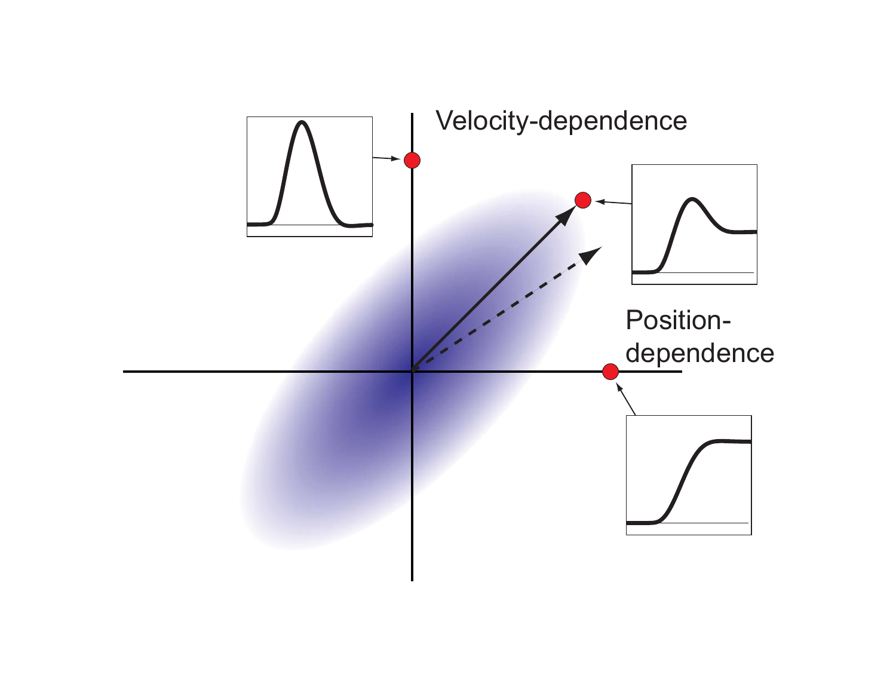Velocity-dependence

Position-dependence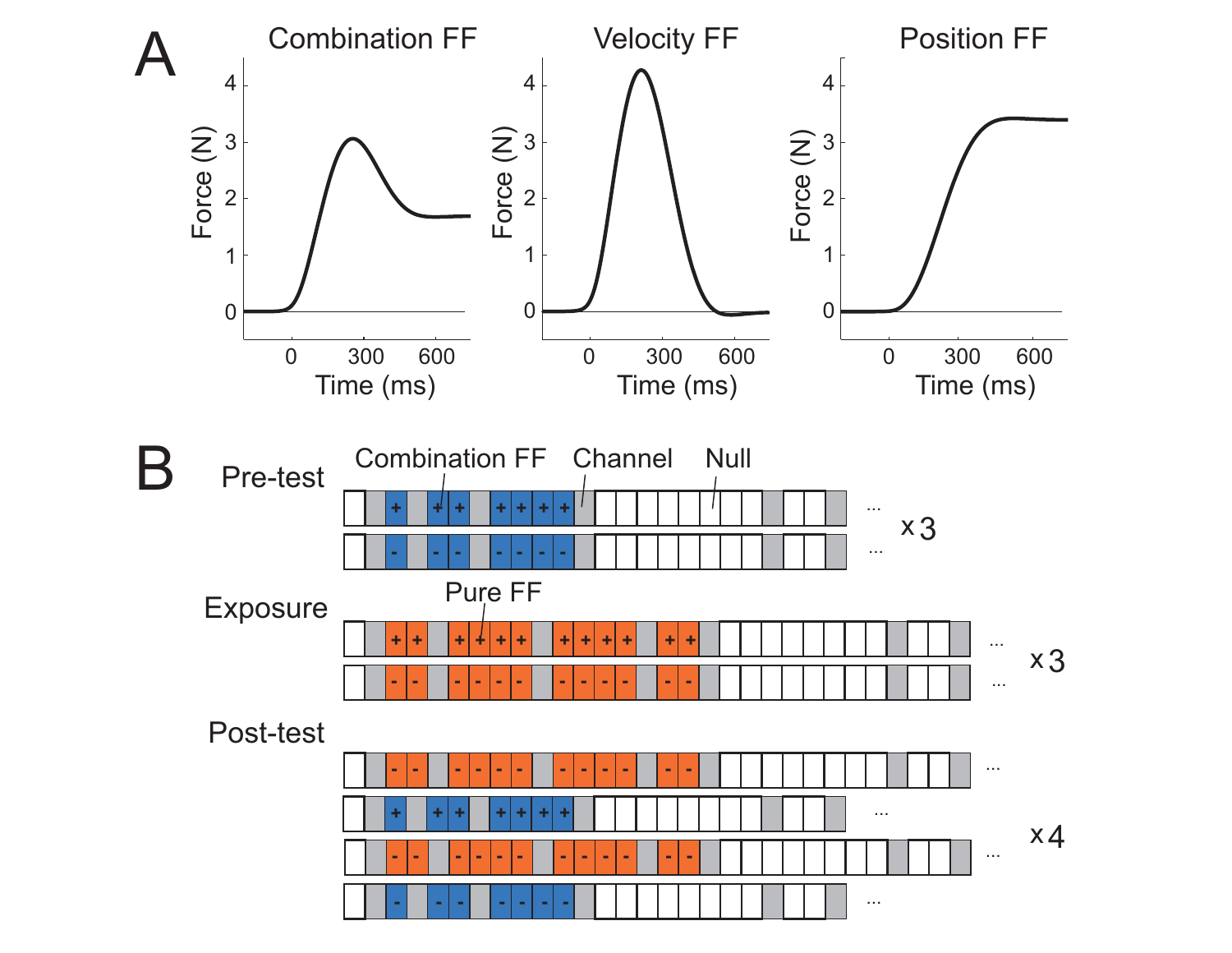A

Combination FF

Velocity FF

Position FF

Force (N)

Time (ms)

B

Pre-test

Combination FF

Channel

Null

x 3

Exposure

Pure FF

x 3

Post-test

x 4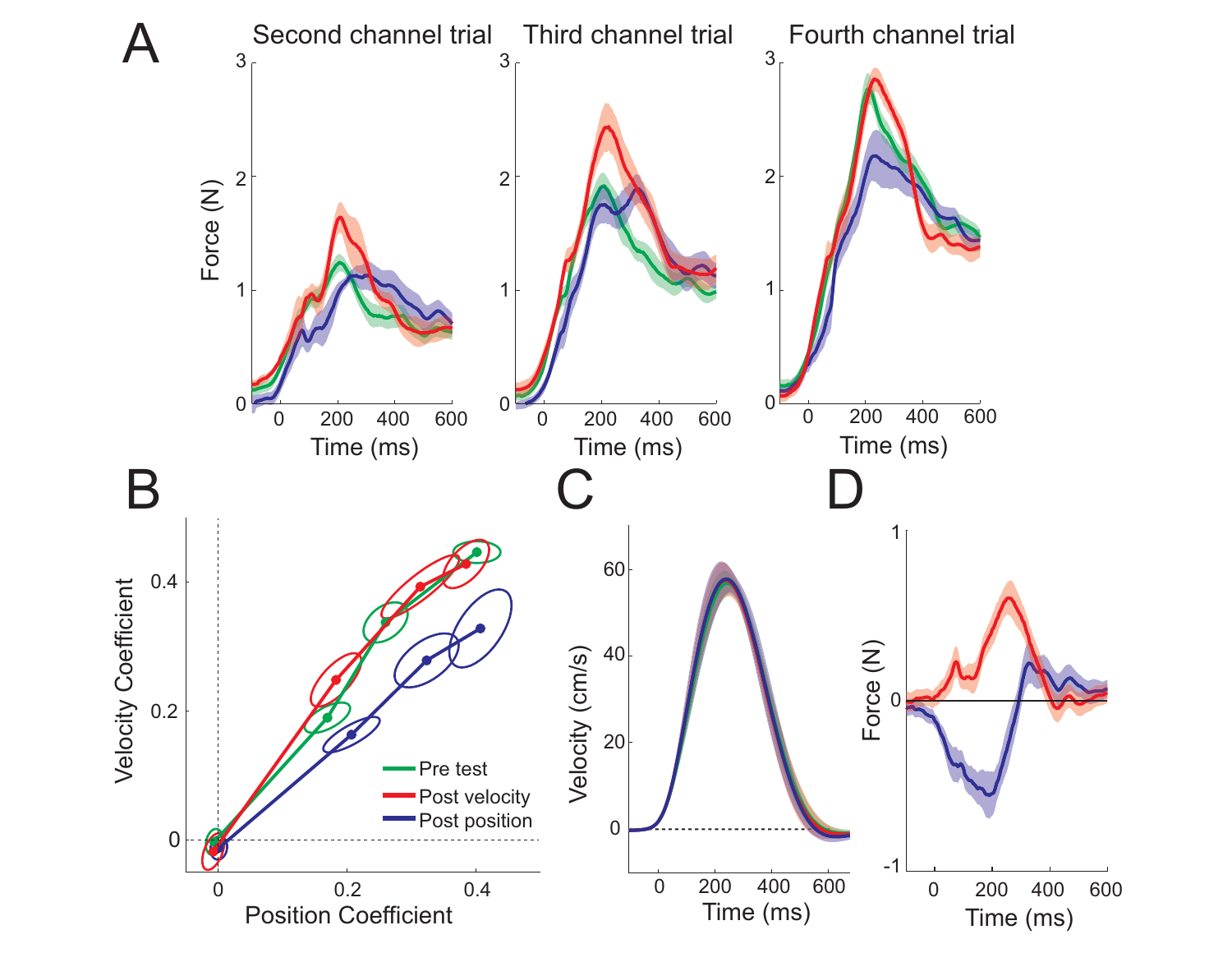A

Second channel trial | Third channel trial | Fourth channel trial

Force (N)

Time (ms)

B

Velocity Coefficient

Position Coefficient

Pre test

Post velocity

Post position

C

Velocity (cm/s)

Time (ms)

D

Force (N)

Time (ms)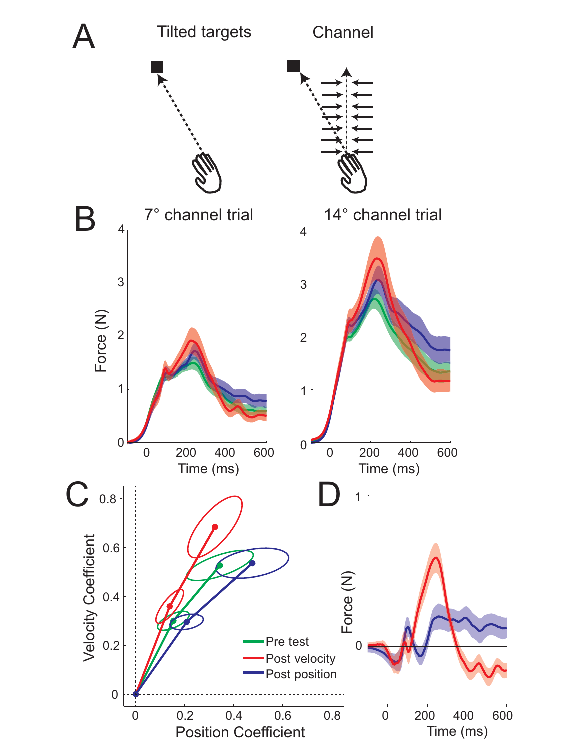A

Tilted targets

Channel

B

7° channel trial

14° channel trial

Force (N)

Time (ms)

C

Velocity Coefficient

Position Coefficient

Pre test

Post velocity

Post position

D

Force (N)

Time (ms)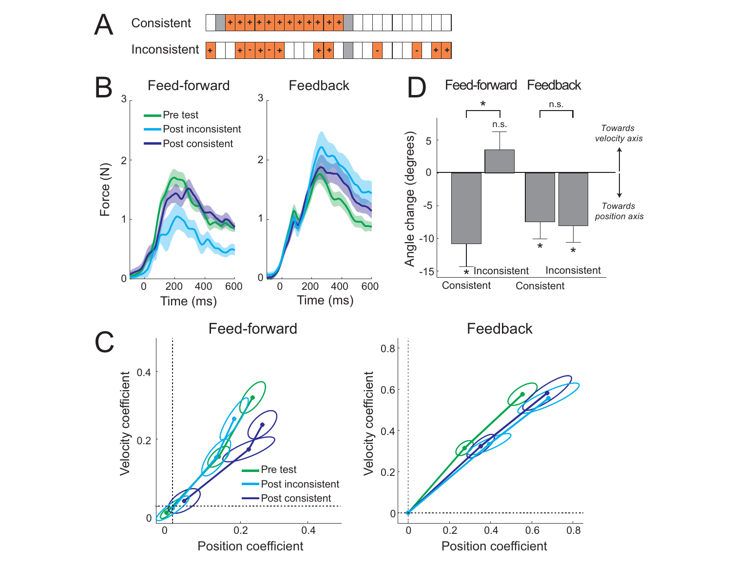A

Consistent

Inconsistent

B

Feed-forward

Feedback

Pre test

Post inconsistent

Post consistent

Force (N)

Time (ms)

0 200 400 600

0 1 2 3

C

Feed-forward

Feedback

Velocity coefficient

Position coefficient

D

Feed-forward Feedback

Angle change (degrees)

Towards velocity axis

Towards position axis

*

n.s.

n.s.

Consistent

Inconsistent

Consistent

Inconsistent